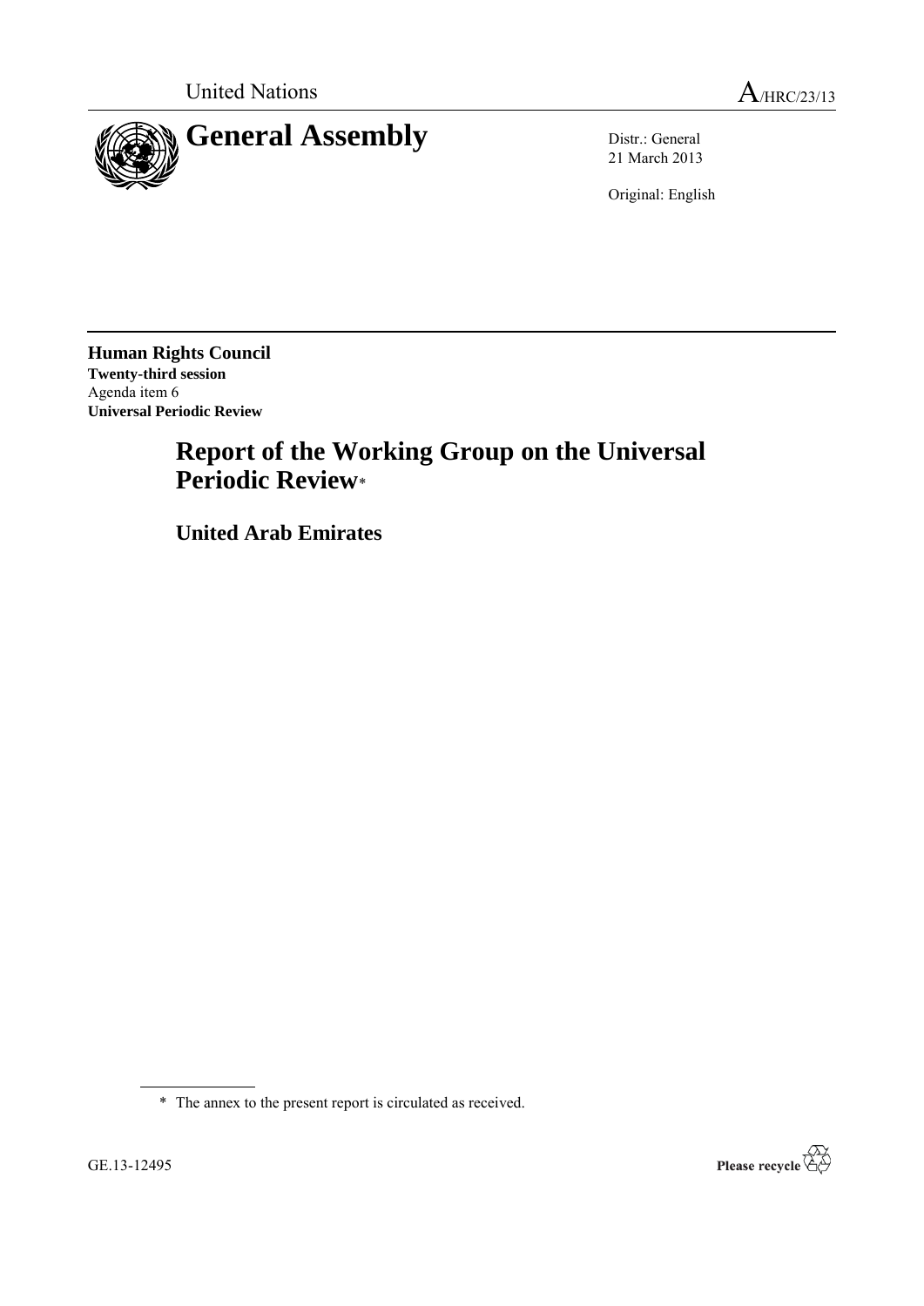United Nations A/HRC/23/13

# General Assembly

Distr.: General
21 March 2013

Original: English

**Human Rights Council**
**Twenty-third session**
Agenda item 6
**Universal Periodic Review**

# Report of the Working Group on the Universal Periodic Review*

## United Arab Emirates

\* The annex to the present report is circulated as received.

GE.13-12495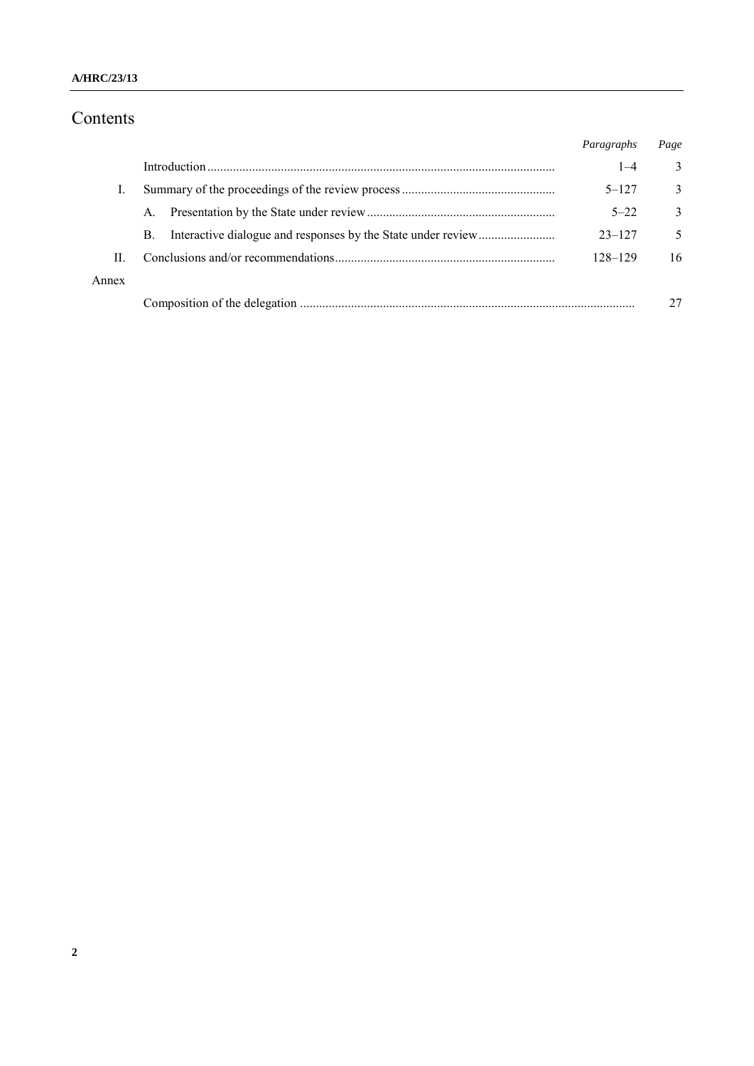# Contents

| | | Paragraphs | Page |
|---|---|---|---|
| | Introduction | 1–4 | 3 |
| I. | Summary of the proceedings of the review process | 5–127 | 3 |
| | A. Presentation by the State under review | 5–22 | 3 |
| | B. Interactive dialogue and responses by the State under review | 23–127 | 5 |
| II. | Conclusions and/or recommendations | 128–129 | 16 |
| Annex | | | |
| | Composition of the delegation | | 27 |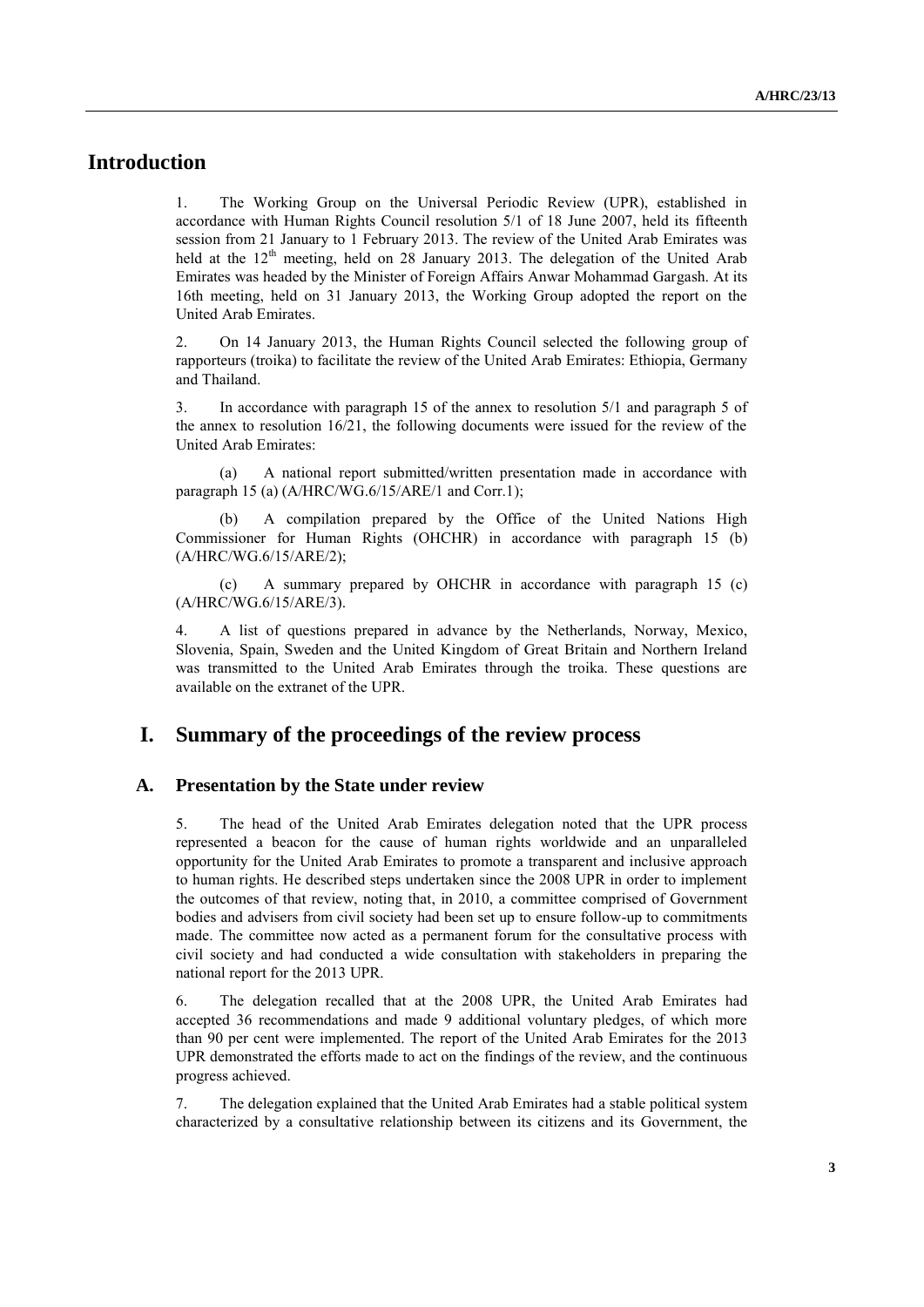# Introduction

1. The Working Group on the Universal Periodic Review (UPR), established in accordance with Human Rights Council resolution 5/1 of 18 June 2007, held its fifteenth session from 21 January to 1 February 2013. The review of the United Arab Emirates was held at the 12th meeting, held on 28 January 2013. The delegation of the United Arab Emirates was headed by the Minister of Foreign Affairs Anwar Mohammad Gargash. At its 16th meeting, held on 31 January 2013, the Working Group adopted the report on the United Arab Emirates.

2. On 14 January 2013, the Human Rights Council selected the following group of rapporteurs (troika) to facilitate the review of the United Arab Emirates: Ethiopia, Germany and Thailand.

3. In accordance with paragraph 15 of the annex to resolution 5/1 and paragraph 5 of the annex to resolution 16/21, the following documents were issued for the review of the United Arab Emirates:

(a) A national report submitted/written presentation made in accordance with paragraph 15 (a) (A/HRC/WG.6/15/ARE/1 and Corr.1);

(b) A compilation prepared by the Office of the United Nations High Commissioner for Human Rights (OHCHR) in accordance with paragraph 15 (b) (A/HRC/WG.6/15/ARE/2);

(c) A summary prepared by OHCHR in accordance with paragraph 15 (c) (A/HRC/WG.6/15/ARE/3).

4. A list of questions prepared in advance by the Netherlands, Norway, Mexico, Slovenia, Spain, Sweden and the United Kingdom of Great Britain and Northern Ireland was transmitted to the United Arab Emirates through the troika. These questions are available on the extranet of the UPR.

# I. Summary of the proceedings of the review process

## A. Presentation by the State under review

5. The head of the United Arab Emirates delegation noted that the UPR process represented a beacon for the cause of human rights worldwide and an unparalleled opportunity for the United Arab Emirates to promote a transparent and inclusive approach to human rights. He described steps undertaken since the 2008 UPR in order to implement the outcomes of that review, noting that, in 2010, a committee comprised of Government bodies and advisers from civil society had been set up to ensure follow-up to commitments made. The committee now acted as a permanent forum for the consultative process with civil society and had conducted a wide consultation with stakeholders in preparing the national report for the 2013 UPR.

6. The delegation recalled that at the 2008 UPR, the United Arab Emirates had accepted 36 recommendations and made 9 additional voluntary pledges, of which more than 90 per cent were implemented. The report of the United Arab Emirates for the 2013 UPR demonstrated the efforts made to act on the findings of the review, and the continuous progress achieved.

7. The delegation explained that the United Arab Emirates had a stable political system characterized by a consultative relationship between its citizens and its Government, the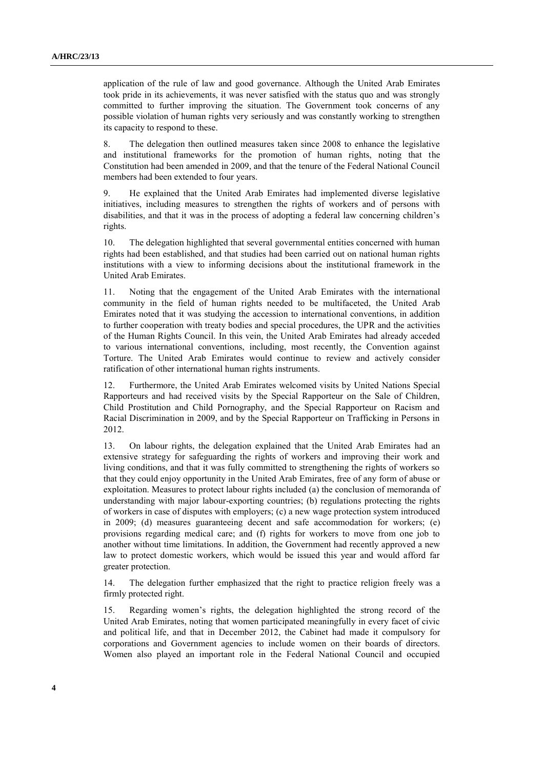application of the rule of law and good governance. Although the United Arab Emirates took pride in its achievements, it was never satisfied with the status quo and was strongly committed to further improving the situation. The Government took concerns of any possible violation of human rights very seriously and was constantly working to strengthen its capacity to respond to these.

8. The delegation then outlined measures taken since 2008 to enhance the legislative and institutional frameworks for the promotion of human rights, noting that the Constitution had been amended in 2009, and that the tenure of the Federal National Council members had been extended to four years.

9. He explained that the United Arab Emirates had implemented diverse legislative initiatives, including measures to strengthen the rights of workers and of persons with disabilities, and that it was in the process of adopting a federal law concerning children's rights.

10. The delegation highlighted that several governmental entities concerned with human rights had been established, and that studies had been carried out on national human rights institutions with a view to informing decisions about the institutional framework in the United Arab Emirates.

11. Noting that the engagement of the United Arab Emirates with the international community in the field of human rights needed to be multifaceted, the United Arab Emirates noted that it was studying the accession to international conventions, in addition to further cooperation with treaty bodies and special procedures, the UPR and the activities of the Human Rights Council. In this vein, the United Arab Emirates had already acceded to various international conventions, including, most recently, the Convention against Torture. The United Arab Emirates would continue to review and actively consider ratification of other international human rights instruments.

12. Furthermore, the United Arab Emirates welcomed visits by United Nations Special Rapporteurs and had received visits by the Special Rapporteur on the Sale of Children, Child Prostitution and Child Pornography, and the Special Rapporteur on Racism and Racial Discrimination in 2009, and by the Special Rapporteur on Trafficking in Persons in 2012.

13. On labour rights, the delegation explained that the United Arab Emirates had an extensive strategy for safeguarding the rights of workers and improving their work and living conditions, and that it was fully committed to strengthening the rights of workers so that they could enjoy opportunity in the United Arab Emirates, free of any form of abuse or exploitation. Measures to protect labour rights included (a) the conclusion of memoranda of understanding with major labour-exporting countries; (b) regulations protecting the rights of workers in case of disputes with employers; (c) a new wage protection system introduced in 2009; (d) measures guaranteeing decent and safe accommodation for workers; (e) provisions regarding medical care; and (f) rights for workers to move from one job to another without time limitations. In addition, the Government had recently approved a new law to protect domestic workers, which would be issued this year and would afford far greater protection.

14. The delegation further emphasized that the right to practice religion freely was a firmly protected right.

15. Regarding women's rights, the delegation highlighted the strong record of the United Arab Emirates, noting that women participated meaningfully in every facet of civic and political life, and that in December 2012, the Cabinet had made it compulsory for corporations and Government agencies to include women on their boards of directors. Women also played an important role in the Federal National Council and occupied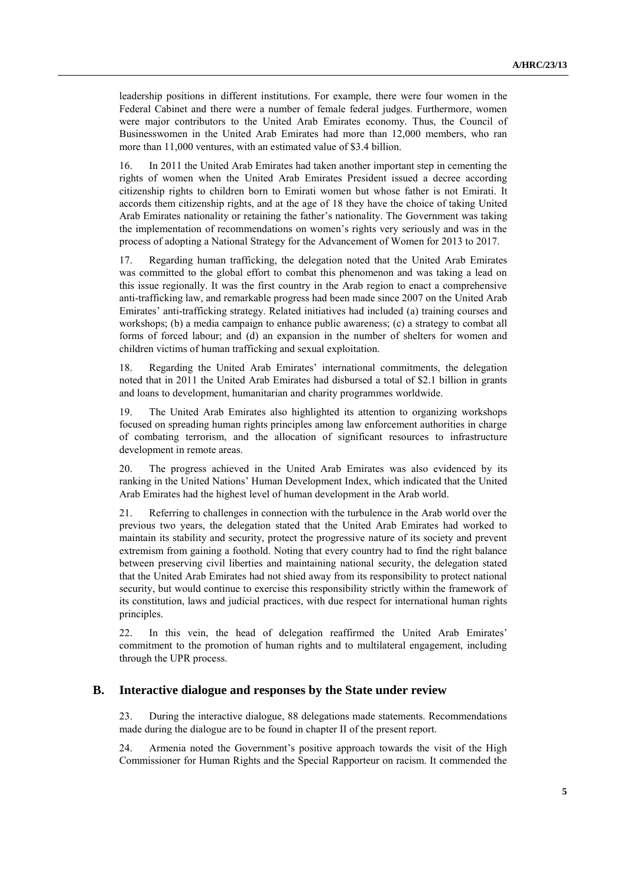leadership positions in different institutions. For example, there were four women in the Federal Cabinet and there were a number of female federal judges. Furthermore, women were major contributors to the United Arab Emirates economy. Thus, the Council of Businesswomen in the United Arab Emirates had more than 12,000 members, who ran more than 11,000 ventures, with an estimated value of $3.4 billion.

16. In 2011 the United Arab Emirates had taken another important step in cementing the rights of women when the United Arab Emirates President issued a decree according citizenship rights to children born to Emirati women but whose father is not Emirati. It accords them citizenship rights, and at the age of 18 they have the choice of taking United Arab Emirates nationality or retaining the father's nationality. The Government was taking the implementation of recommendations on women's rights very seriously and was in the process of adopting a National Strategy for the Advancement of Women for 2013 to 2017.

17. Regarding human trafficking, the delegation noted that the United Arab Emirates was committed to the global effort to combat this phenomenon and was taking a lead on this issue regionally. It was the first country in the Arab region to enact a comprehensive anti-trafficking law, and remarkable progress had been made since 2007 on the United Arab Emirates' anti-trafficking strategy. Related initiatives had included (a) training courses and workshops; (b) a media campaign to enhance public awareness; (c) a strategy to combat all forms of forced labour; and (d) an expansion in the number of shelters for women and children victims of human trafficking and sexual exploitation.

18. Regarding the United Arab Emirates' international commitments, the delegation noted that in 2011 the United Arab Emirates had disbursed a total of $2.1 billion in grants and loans to development, humanitarian and charity programmes worldwide.

19. The United Arab Emirates also highlighted its attention to organizing workshops focused on spreading human rights principles among law enforcement authorities in charge of combating terrorism, and the allocation of significant resources to infrastructure development in remote areas.

20. The progress achieved in the United Arab Emirates was also evidenced by its ranking in the United Nations' Human Development Index, which indicated that the United Arab Emirates had the highest level of human development in the Arab world.

21. Referring to challenges in connection with the turbulence in the Arab world over the previous two years, the delegation stated that the United Arab Emirates had worked to maintain its stability and security, protect the progressive nature of its society and prevent extremism from gaining a foothold. Noting that every country had to find the right balance between preserving civil liberties and maintaining national security, the delegation stated that the United Arab Emirates had not shied away from its responsibility to protect national security, but would continue to exercise this responsibility strictly within the framework of its constitution, laws and judicial practices, with due respect for international human rights principles.

22. In this vein, the head of delegation reaffirmed the United Arab Emirates' commitment to the promotion of human rights and to multilateral engagement, including through the UPR process.

## B. Interactive dialogue and responses by the State under review

23. During the interactive dialogue, 88 delegations made statements. Recommendations made during the dialogue are to be found in chapter II of the present report.

24. Armenia noted the Government's positive approach towards the visit of the High Commissioner for Human Rights and the Special Rapporteur on racism. It commended the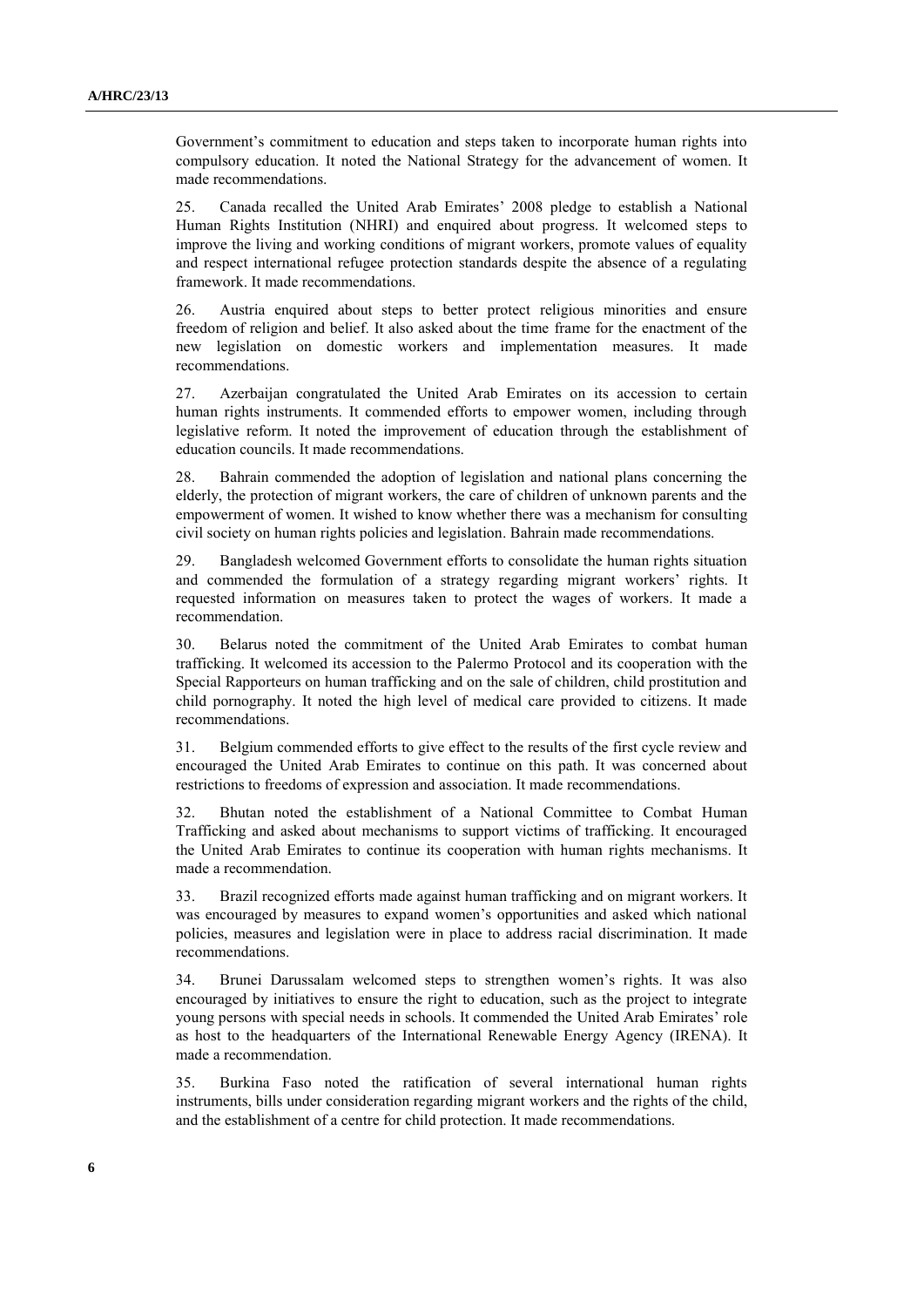Government's commitment to education and steps taken to incorporate human rights into compulsory education. It noted the National Strategy for the advancement of women. It made recommendations.

25. Canada recalled the United Arab Emirates' 2008 pledge to establish a National Human Rights Institution (NHRI) and enquired about progress. It welcomed steps to improve the living and working conditions of migrant workers, promote values of equality and respect international refugee protection standards despite the absence of a regulating framework. It made recommendations.

26. Austria enquired about steps to better protect religious minorities and ensure freedom of religion and belief. It also asked about the time frame for the enactment of the new legislation on domestic workers and implementation measures. It made recommendations.

27. Azerbaijan congratulated the United Arab Emirates on its accession to certain human rights instruments. It commended efforts to empower women, including through legislative reform. It noted the improvement of education through the establishment of education councils. It made recommendations.

28. Bahrain commended the adoption of legislation and national plans concerning the elderly, the protection of migrant workers, the care of children of unknown parents and the empowerment of women. It wished to know whether there was a mechanism for consulting civil society on human rights policies and legislation. Bahrain made recommendations.

29. Bangladesh welcomed Government efforts to consolidate the human rights situation and commended the formulation of a strategy regarding migrant workers' rights. It requested information on measures taken to protect the wages of workers. It made a recommendation.

30. Belarus noted the commitment of the United Arab Emirates to combat human trafficking. It welcomed its accession to the Palermo Protocol and its cooperation with the Special Rapporteurs on human trafficking and on the sale of children, child prostitution and child pornography. It noted the high level of medical care provided to citizens. It made recommendations.

31. Belgium commended efforts to give effect to the results of the first cycle review and encouraged the United Arab Emirates to continue on this path. It was concerned about restrictions to freedoms of expression and association. It made recommendations.

32. Bhutan noted the establishment of a National Committee to Combat Human Trafficking and asked about mechanisms to support victims of trafficking. It encouraged the United Arab Emirates to continue its cooperation with human rights mechanisms. It made a recommendation.

33. Brazil recognized efforts made against human trafficking and on migrant workers. It was encouraged by measures to expand women's opportunities and asked which national policies, measures and legislation were in place to address racial discrimination. It made recommendations.

34. Brunei Darussalam welcomed steps to strengthen women's rights. It was also encouraged by initiatives to ensure the right to education, such as the project to integrate young persons with special needs in schools. It commended the United Arab Emirates' role as host to the headquarters of the International Renewable Energy Agency (IRENA). It made a recommendation.

35. Burkina Faso noted the ratification of several international human rights instruments, bills under consideration regarding migrant workers and the rights of the child, and the establishment of a centre for child protection. It made recommendations.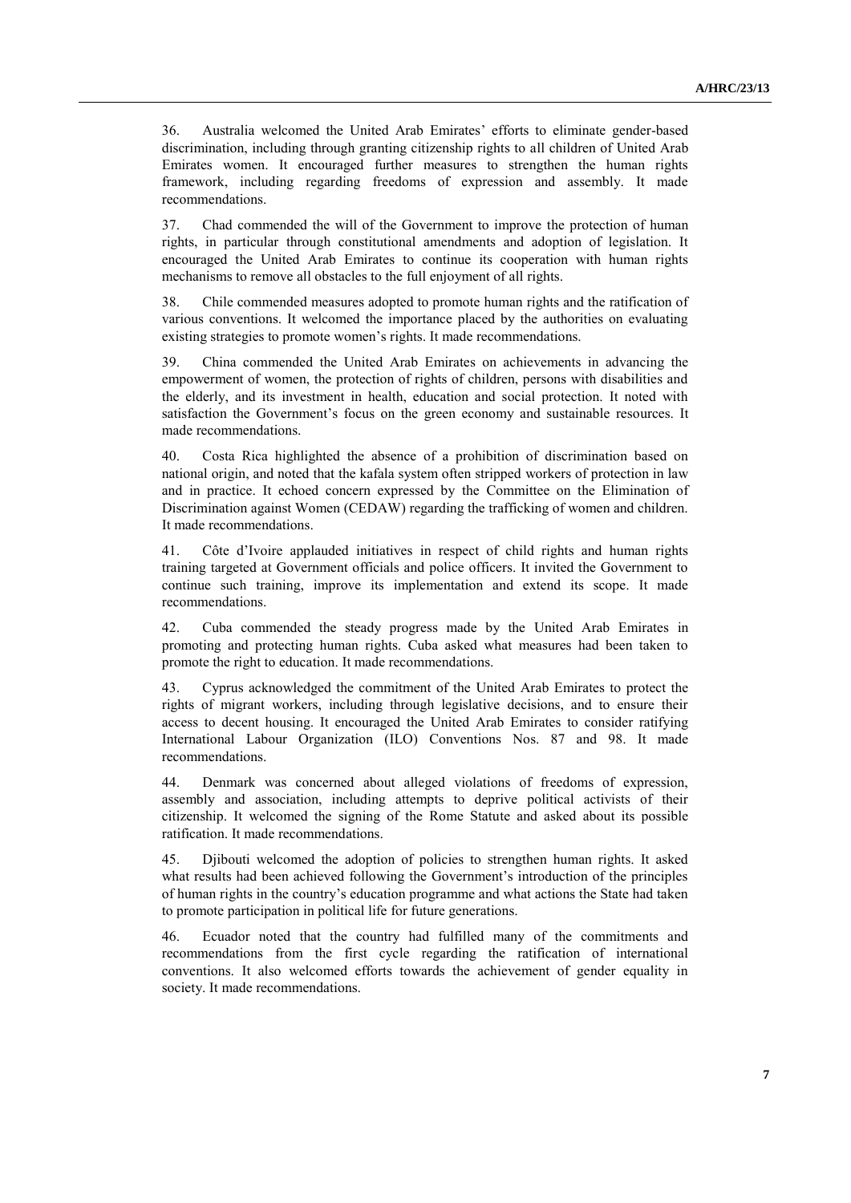36. Australia welcomed the United Arab Emirates' efforts to eliminate gender-based discrimination, including through granting citizenship rights to all children of United Arab Emirates women. It encouraged further measures to strengthen the human rights framework, including regarding freedoms of expression and assembly. It made recommendations.

37. Chad commended the will of the Government to improve the protection of human rights, in particular through constitutional amendments and adoption of legislation. It encouraged the United Arab Emirates to continue its cooperation with human rights mechanisms to remove all obstacles to the full enjoyment of all rights.

38. Chile commended measures adopted to promote human rights and the ratification of various conventions. It welcomed the importance placed by the authorities on evaluating existing strategies to promote women's rights. It made recommendations.

39. China commended the United Arab Emirates on achievements in advancing the empowerment of women, the protection of rights of children, persons with disabilities and the elderly, and its investment in health, education and social protection. It noted with satisfaction the Government's focus on the green economy and sustainable resources. It made recommendations.

40. Costa Rica highlighted the absence of a prohibition of discrimination based on national origin, and noted that the kafala system often stripped workers of protection in law and in practice. It echoed concern expressed by the Committee on the Elimination of Discrimination against Women (CEDAW) regarding the trafficking of women and children. It made recommendations.

41. Côte d'Ivoire applauded initiatives in respect of child rights and human rights training targeted at Government officials and police officers. It invited the Government to continue such training, improve its implementation and extend its scope. It made recommendations.

42. Cuba commended the steady progress made by the United Arab Emirates in promoting and protecting human rights. Cuba asked what measures had been taken to promote the right to education. It made recommendations.

43. Cyprus acknowledged the commitment of the United Arab Emirates to protect the rights of migrant workers, including through legislative decisions, and to ensure their access to decent housing. It encouraged the United Arab Emirates to consider ratifying International Labour Organization (ILO) Conventions Nos. 87 and 98. It made recommendations.

44. Denmark was concerned about alleged violations of freedoms of expression, assembly and association, including attempts to deprive political activists of their citizenship. It welcomed the signing of the Rome Statute and asked about its possible ratification. It made recommendations.

45. Djibouti welcomed the adoption of policies to strengthen human rights. It asked what results had been achieved following the Government's introduction of the principles of human rights in the country's education programme and what actions the State had taken to promote participation in political life for future generations.

46. Ecuador noted that the country had fulfilled many of the commitments and recommendations from the first cycle regarding the ratification of international conventions. It also welcomed efforts towards the achievement of gender equality in society. It made recommendations.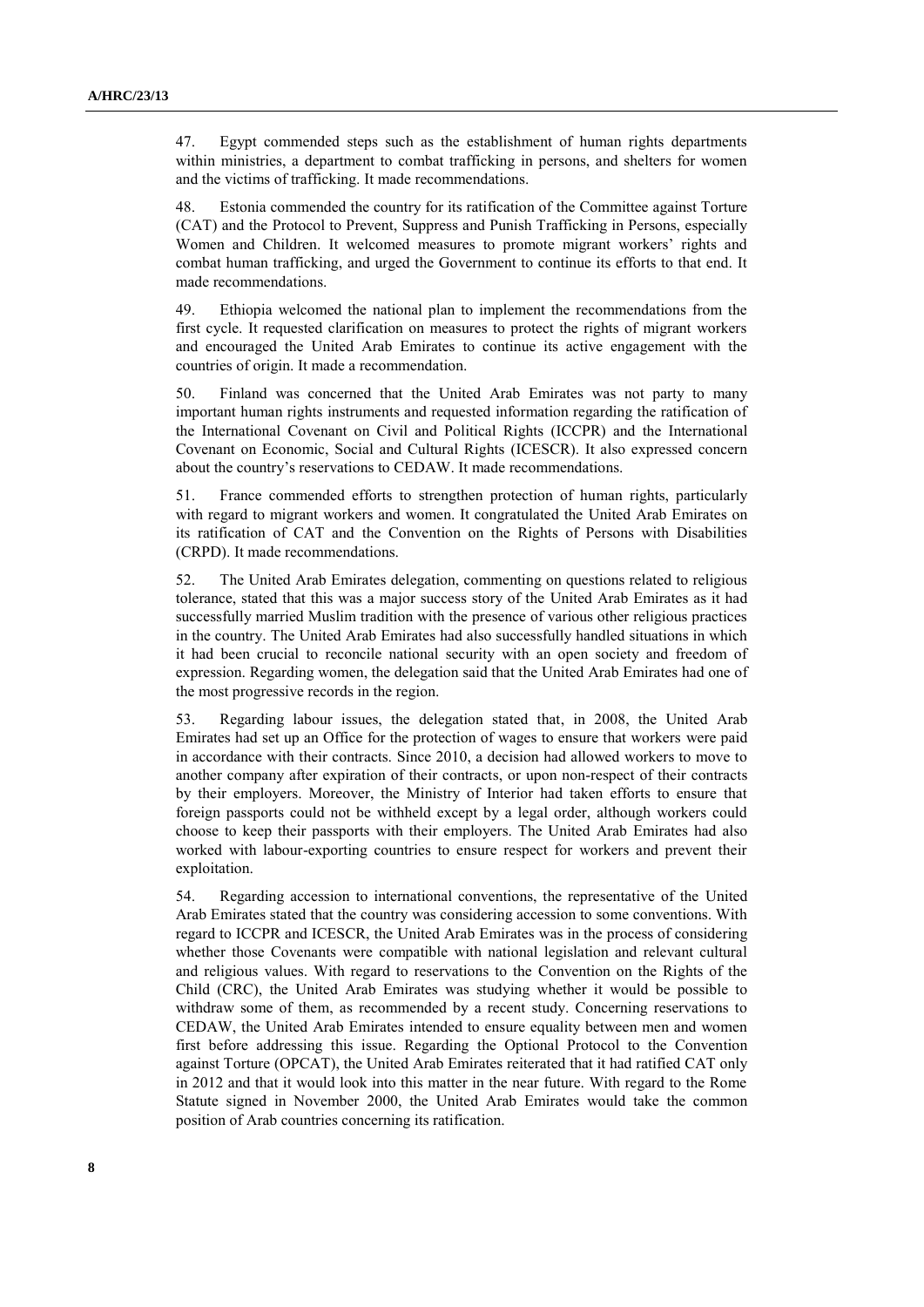47. Egypt commended steps such as the establishment of human rights departments within ministries, a department to combat trafficking in persons, and shelters for women and the victims of trafficking. It made recommendations.

48. Estonia commended the country for its ratification of the Committee against Torture (CAT) and the Protocol to Prevent, Suppress and Punish Trafficking in Persons, especially Women and Children. It welcomed measures to promote migrant workers' rights and combat human trafficking, and urged the Government to continue its efforts to that end. It made recommendations.

49. Ethiopia welcomed the national plan to implement the recommendations from the first cycle. It requested clarification on measures to protect the rights of migrant workers and encouraged the United Arab Emirates to continue its active engagement with the countries of origin. It made a recommendation.

50. Finland was concerned that the United Arab Emirates was not party to many important human rights instruments and requested information regarding the ratification of the International Covenant on Civil and Political Rights (ICCPR) and the International Covenant on Economic, Social and Cultural Rights (ICESCR). It also expressed concern about the country's reservations to CEDAW. It made recommendations.

51. France commended efforts to strengthen protection of human rights, particularly with regard to migrant workers and women. It congratulated the United Arab Emirates on its ratification of CAT and the Convention on the Rights of Persons with Disabilities (CRPD). It made recommendations.

52. The United Arab Emirates delegation, commenting on questions related to religious tolerance, stated that this was a major success story of the United Arab Emirates as it had successfully married Muslim tradition with the presence of various other religious practices in the country. The United Arab Emirates had also successfully handled situations in which it had been crucial to reconcile national security with an open society and freedom of expression. Regarding women, the delegation said that the United Arab Emirates had one of the most progressive records in the region.

53. Regarding labour issues, the delegation stated that, in 2008, the United Arab Emirates had set up an Office for the protection of wages to ensure that workers were paid in accordance with their contracts. Since 2010, a decision had allowed workers to move to another company after expiration of their contracts, or upon non-respect of their contracts by their employers. Moreover, the Ministry of Interior had taken efforts to ensure that foreign passports could not be withheld except by a legal order, although workers could choose to keep their passports with their employers. The United Arab Emirates had also worked with labour-exporting countries to ensure respect for workers and prevent their exploitation.

54. Regarding accession to international conventions, the representative of the United Arab Emirates stated that the country was considering accession to some conventions. With regard to ICCPR and ICESCR, the United Arab Emirates was in the process of considering whether those Covenants were compatible with national legislation and relevant cultural and religious values. With regard to reservations to the Convention on the Rights of the Child (CRC), the United Arab Emirates was studying whether it would be possible to withdraw some of them, as recommended by a recent study. Concerning reservations to CEDAW, the United Arab Emirates intended to ensure equality between men and women first before addressing this issue. Regarding the Optional Protocol to the Convention against Torture (OPCAT), the United Arab Emirates reiterated that it had ratified CAT only in 2012 and that it would look into this matter in the near future. With regard to the Rome Statute signed in November 2000, the United Arab Emirates would take the common position of Arab countries concerning its ratification.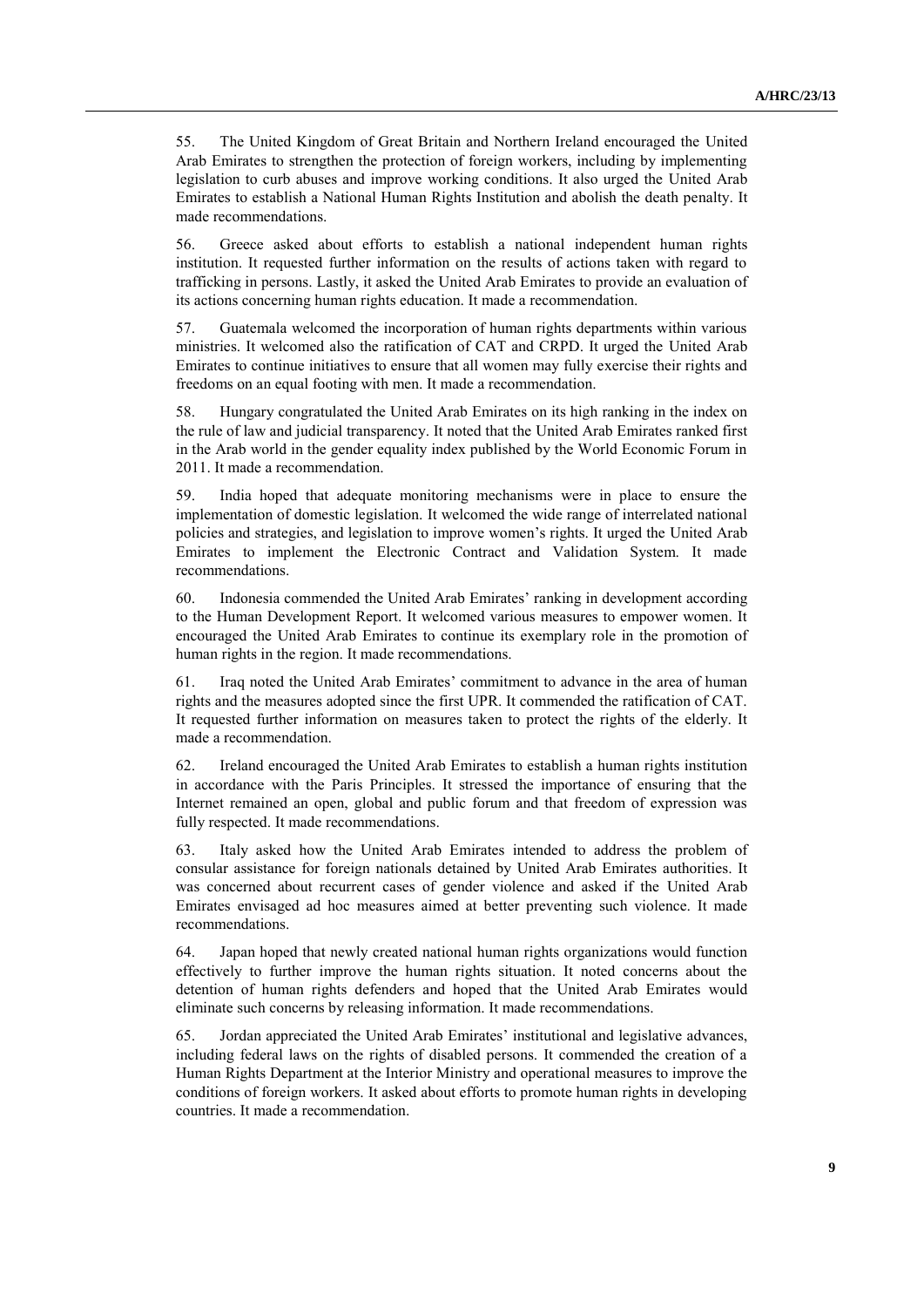55. The United Kingdom of Great Britain and Northern Ireland encouraged the United Arab Emirates to strengthen the protection of foreign workers, including by implementing legislation to curb abuses and improve working conditions. It also urged the United Arab Emirates to establish a National Human Rights Institution and abolish the death penalty. It made recommendations.

56. Greece asked about efforts to establish a national independent human rights institution. It requested further information on the results of actions taken with regard to trafficking in persons. Lastly, it asked the United Arab Emirates to provide an evaluation of its actions concerning human rights education. It made a recommendation.

57. Guatemala welcomed the incorporation of human rights departments within various ministries. It welcomed also the ratification of CAT and CRPD. It urged the United Arab Emirates to continue initiatives to ensure that all women may fully exercise their rights and freedoms on an equal footing with men. It made a recommendation.

58. Hungary congratulated the United Arab Emirates on its high ranking in the index on the rule of law and judicial transparency. It noted that the United Arab Emirates ranked first in the Arab world in the gender equality index published by the World Economic Forum in 2011. It made a recommendation.

59. India hoped that adequate monitoring mechanisms were in place to ensure the implementation of domestic legislation. It welcomed the wide range of interrelated national policies and strategies, and legislation to improve women's rights. It urged the United Arab Emirates to implement the Electronic Contract and Validation System. It made recommendations.

60. Indonesia commended the United Arab Emirates' ranking in development according to the Human Development Report. It welcomed various measures to empower women. It encouraged the United Arab Emirates to continue its exemplary role in the promotion of human rights in the region. It made recommendations.

61. Iraq noted the United Arab Emirates' commitment to advance in the area of human rights and the measures adopted since the first UPR. It commended the ratification of CAT. It requested further information on measures taken to protect the rights of the elderly. It made a recommendation.

62. Ireland encouraged the United Arab Emirates to establish a human rights institution in accordance with the Paris Principles. It stressed the importance of ensuring that the Internet remained an open, global and public forum and that freedom of expression was fully respected. It made recommendations.

63. Italy asked how the United Arab Emirates intended to address the problem of consular assistance for foreign nationals detained by United Arab Emirates authorities. It was concerned about recurrent cases of gender violence and asked if the United Arab Emirates envisaged ad hoc measures aimed at better preventing such violence. It made recommendations.

64. Japan hoped that newly created national human rights organizations would function effectively to further improve the human rights situation. It noted concerns about the detention of human rights defenders and hoped that the United Arab Emirates would eliminate such concerns by releasing information. It made recommendations.

65. Jordan appreciated the United Arab Emirates' institutional and legislative advances, including federal laws on the rights of disabled persons. It commended the creation of a Human Rights Department at the Interior Ministry and operational measures to improve the conditions of foreign workers. It asked about efforts to promote human rights in developing countries. It made a recommendation.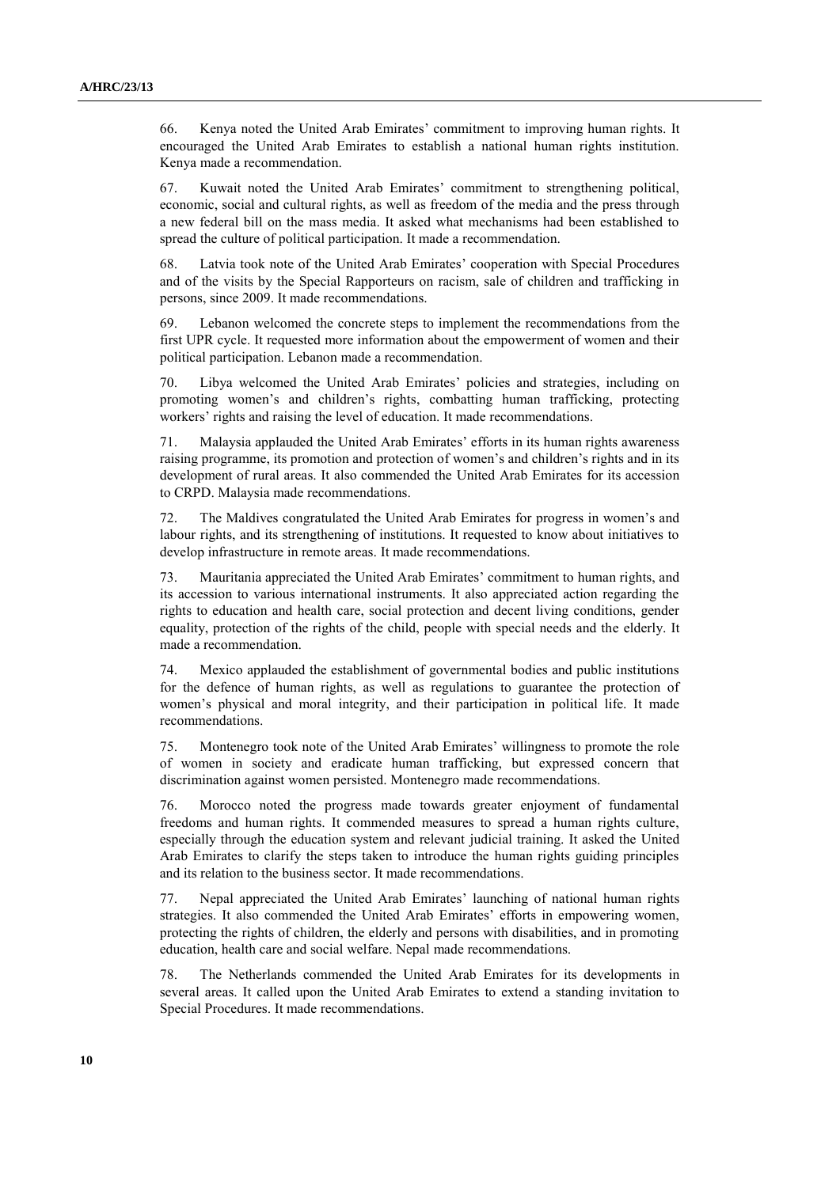66. Kenya noted the United Arab Emirates' commitment to improving human rights. It encouraged the United Arab Emirates to establish a national human rights institution. Kenya made a recommendation.

67. Kuwait noted the United Arab Emirates' commitment to strengthening political, economic, social and cultural rights, as well as freedom of the media and the press through a new federal bill on the mass media. It asked what mechanisms had been established to spread the culture of political participation. It made a recommendation.

68. Latvia took note of the United Arab Emirates' cooperation with Special Procedures and of the visits by the Special Rapporteurs on racism, sale of children and trafficking in persons, since 2009. It made recommendations.

69. Lebanon welcomed the concrete steps to implement the recommendations from the first UPR cycle. It requested more information about the empowerment of women and their political participation. Lebanon made a recommendation.

70. Libya welcomed the United Arab Emirates' policies and strategies, including on promoting women's and children's rights, combatting human trafficking, protecting workers' rights and raising the level of education. It made recommendations.

71. Malaysia applauded the United Arab Emirates' efforts in its human rights awareness raising programme, its promotion and protection of women's and children's rights and in its development of rural areas. It also commended the United Arab Emirates for its accession to CRPD. Malaysia made recommendations.

72. The Maldives congratulated the United Arab Emirates for progress in women's and labour rights, and its strengthening of institutions. It requested to know about initiatives to develop infrastructure in remote areas. It made recommendations.

73. Mauritania appreciated the United Arab Emirates' commitment to human rights, and its accession to various international instruments. It also appreciated action regarding the rights to education and health care, social protection and decent living conditions, gender equality, protection of the rights of the child, people with special needs and the elderly. It made a recommendation.

74. Mexico applauded the establishment of governmental bodies and public institutions for the defence of human rights, as well as regulations to guarantee the protection of women's physical and moral integrity, and their participation in political life. It made recommendations.

75. Montenegro took note of the United Arab Emirates' willingness to promote the role of women in society and eradicate human trafficking, but expressed concern that discrimination against women persisted. Montenegro made recommendations.

76. Morocco noted the progress made towards greater enjoyment of fundamental freedoms and human rights. It commended measures to spread a human rights culture, especially through the education system and relevant judicial training. It asked the United Arab Emirates to clarify the steps taken to introduce the human rights guiding principles and its relation to the business sector. It made recommendations.

77. Nepal appreciated the United Arab Emirates' launching of national human rights strategies. It also commended the United Arab Emirates' efforts in empowering women, protecting the rights of children, the elderly and persons with disabilities, and in promoting education, health care and social welfare. Nepal made recommendations.

78. The Netherlands commended the United Arab Emirates for its developments in several areas. It called upon the United Arab Emirates to extend a standing invitation to Special Procedures. It made recommendations.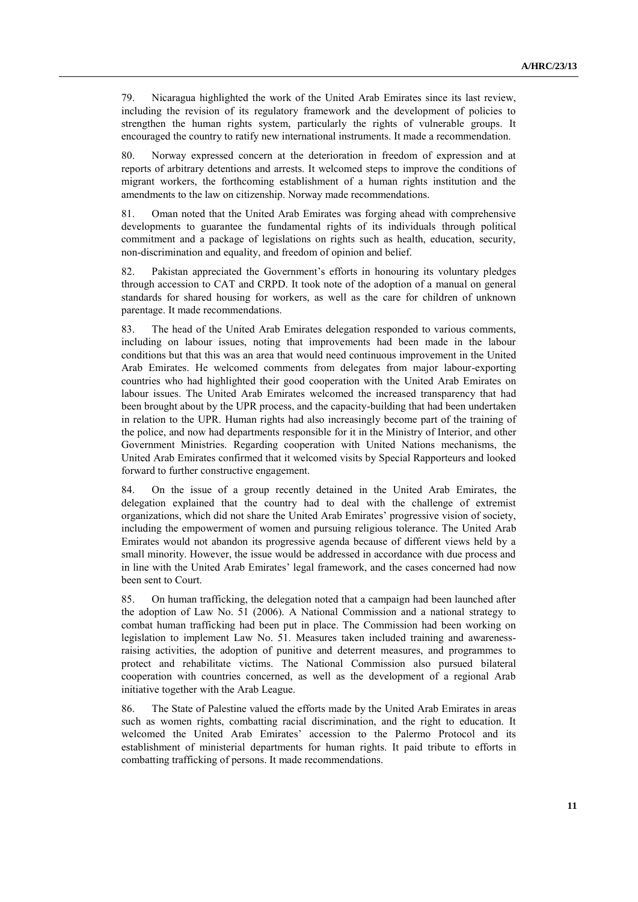79. Nicaragua highlighted the work of the United Arab Emirates since its last review, including the revision of its regulatory framework and the development of policies to strengthen the human rights system, particularly the rights of vulnerable groups. It encouraged the country to ratify new international instruments. It made a recommendation.

80. Norway expressed concern at the deterioration in freedom of expression and at reports of arbitrary detentions and arrests. It welcomed steps to improve the conditions of migrant workers, the forthcoming establishment of a human rights institution and the amendments to the law on citizenship. Norway made recommendations.

81. Oman noted that the United Arab Emirates was forging ahead with comprehensive developments to guarantee the fundamental rights of its individuals through political commitment and a package of legislations on rights such as health, education, security, non-discrimination and equality, and freedom of opinion and belief.

82. Pakistan appreciated the Government's efforts in honouring its voluntary pledges through accession to CAT and CRPD. It took note of the adoption of a manual on general standards for shared housing for workers, as well as the care for children of unknown parentage. It made recommendations.

83. The head of the United Arab Emirates delegation responded to various comments, including on labour issues, noting that improvements had been made in the labour conditions but that this was an area that would need continuous improvement in the United Arab Emirates. He welcomed comments from delegates from major labour-exporting countries who had highlighted their good cooperation with the United Arab Emirates on labour issues. The United Arab Emirates welcomed the increased transparency that had been brought about by the UPR process, and the capacity-building that had been undertaken in relation to the UPR. Human rights had also increasingly become part of the training of the police, and now had departments responsible for it in the Ministry of Interior, and other Government Ministries. Regarding cooperation with United Nations mechanisms, the United Arab Emirates confirmed that it welcomed visits by Special Rapporteurs and looked forward to further constructive engagement.

84. On the issue of a group recently detained in the United Arab Emirates, the delegation explained that the country had to deal with the challenge of extremist organizations, which did not share the United Arab Emirates' progressive vision of society, including the empowerment of women and pursuing religious tolerance. The United Arab Emirates would not abandon its progressive agenda because of different views held by a small minority. However, the issue would be addressed in accordance with due process and in line with the United Arab Emirates' legal framework, and the cases concerned had now been sent to Court.

85. On human trafficking, the delegation noted that a campaign had been launched after the adoption of Law No. 51 (2006). A National Commission and a national strategy to combat human trafficking had been put in place. The Commission had been working on legislation to implement Law No. 51. Measures taken included training and awareness-raising activities, the adoption of punitive and deterrent measures, and programmes to protect and rehabilitate victims. The National Commission also pursued bilateral cooperation with countries concerned, as well as the development of a regional Arab initiative together with the Arab League.

86. The State of Palestine valued the efforts made by the United Arab Emirates in areas such as women rights, combatting racial discrimination, and the right to education. It welcomed the United Arab Emirates' accession to the Palermo Protocol and its establishment of ministerial departments for human rights. It paid tribute to efforts in combatting trafficking of persons. It made recommendations.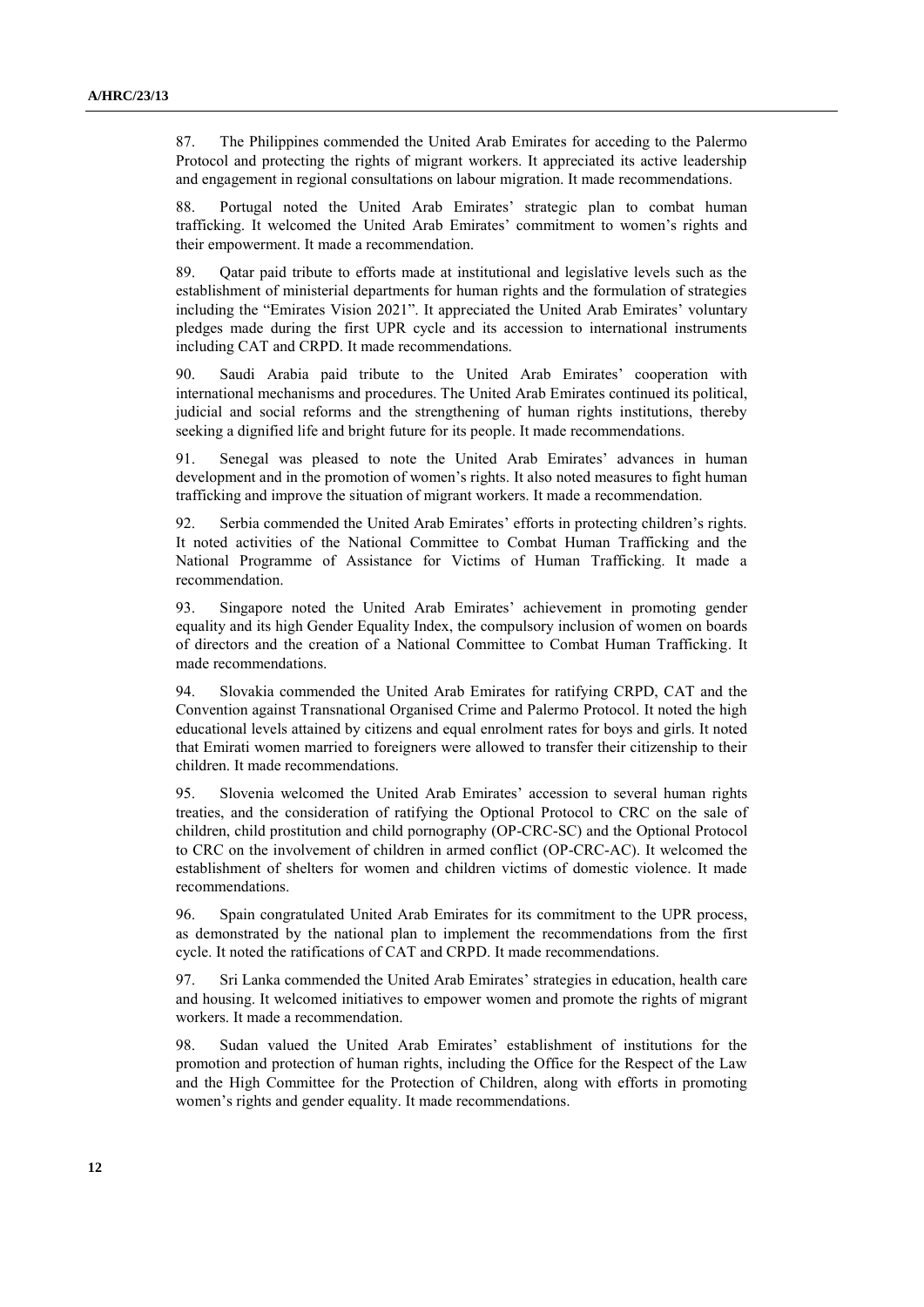87. The Philippines commended the United Arab Emirates for acceding to the Palermo Protocol and protecting the rights of migrant workers. It appreciated its active leadership and engagement in regional consultations on labour migration. It made recommendations.

88. Portugal noted the United Arab Emirates' strategic plan to combat human trafficking. It welcomed the United Arab Emirates' commitment to women's rights and their empowerment. It made a recommendation.

89. Qatar paid tribute to efforts made at institutional and legislative levels such as the establishment of ministerial departments for human rights and the formulation of strategies including the "Emirates Vision 2021". It appreciated the United Arab Emirates' voluntary pledges made during the first UPR cycle and its accession to international instruments including CAT and CRPD. It made recommendations.

90. Saudi Arabia paid tribute to the United Arab Emirates' cooperation with international mechanisms and procedures. The United Arab Emirates continued its political, judicial and social reforms and the strengthening of human rights institutions, thereby seeking a dignified life and bright future for its people. It made recommendations.

91. Senegal was pleased to note the United Arab Emirates' advances in human development and in the promotion of women's rights. It also noted measures to fight human trafficking and improve the situation of migrant workers. It made a recommendation.

92. Serbia commended the United Arab Emirates' efforts in protecting children's rights. It noted activities of the National Committee to Combat Human Trafficking and the National Programme of Assistance for Victims of Human Trafficking. It made a recommendation.

93. Singapore noted the United Arab Emirates' achievement in promoting gender equality and its high Gender Equality Index, the compulsory inclusion of women on boards of directors and the creation of a National Committee to Combat Human Trafficking. It made recommendations.

94. Slovakia commended the United Arab Emirates for ratifying CRPD, CAT and the Convention against Transnational Organised Crime and Palermo Protocol. It noted the high educational levels attained by citizens and equal enrolment rates for boys and girls. It noted that Emirati women married to foreigners were allowed to transfer their citizenship to their children. It made recommendations.

95. Slovenia welcomed the United Arab Emirates' accession to several human rights treaties, and the consideration of ratifying the Optional Protocol to CRC on the sale of children, child prostitution and child pornography (OP-CRC-SC) and the Optional Protocol to CRC on the involvement of children in armed conflict (OP-CRC-AC). It welcomed the establishment of shelters for women and children victims of domestic violence. It made recommendations.

96. Spain congratulated United Arab Emirates for its commitment to the UPR process, as demonstrated by the national plan to implement the recommendations from the first cycle. It noted the ratifications of CAT and CRPD. It made recommendations.

97. Sri Lanka commended the United Arab Emirates' strategies in education, health care and housing. It welcomed initiatives to empower women and promote the rights of migrant workers. It made a recommendation.

98. Sudan valued the United Arab Emirates' establishment of institutions for the promotion and protection of human rights, including the Office for the Respect of the Law and the High Committee for the Protection of Children, along with efforts in promoting women's rights and gender equality. It made recommendations.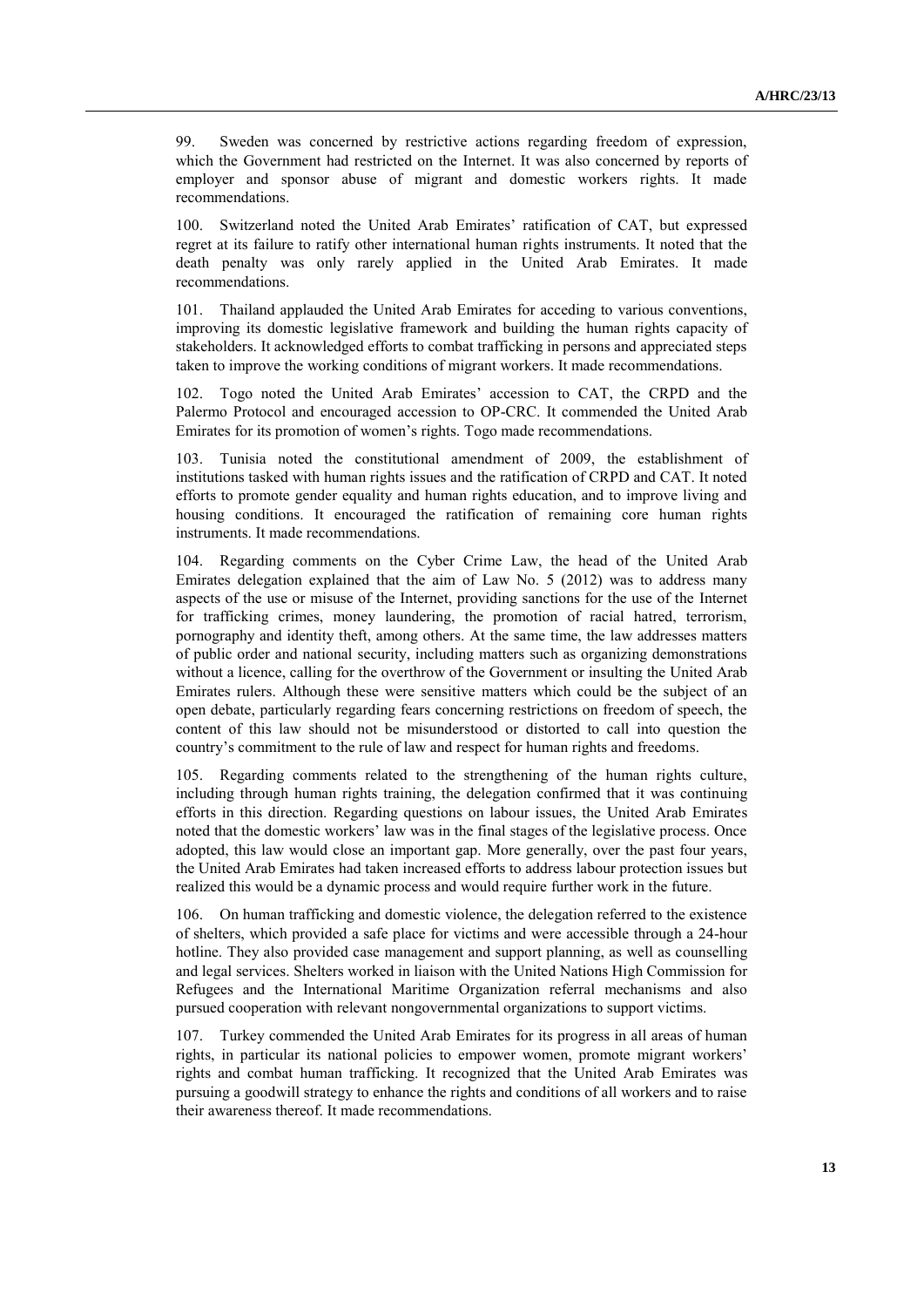99. Sweden was concerned by restrictive actions regarding freedom of expression, which the Government had restricted on the Internet. It was also concerned by reports of employer and sponsor abuse of migrant and domestic workers rights. It made recommendations.

100. Switzerland noted the United Arab Emirates' ratification of CAT, but expressed regret at its failure to ratify other international human rights instruments. It noted that the death penalty was only rarely applied in the United Arab Emirates. It made recommendations.

101. Thailand applauded the United Arab Emirates for acceding to various conventions, improving its domestic legislative framework and building the human rights capacity of stakeholders. It acknowledged efforts to combat trafficking in persons and appreciated steps taken to improve the working conditions of migrant workers. It made recommendations.

102. Togo noted the United Arab Emirates' accession to CAT, the CRPD and the Palermo Protocol and encouraged accession to OP-CRC. It commended the United Arab Emirates for its promotion of women's rights. Togo made recommendations.

103. Tunisia noted the constitutional amendment of 2009, the establishment of institutions tasked with human rights issues and the ratification of CRPD and CAT. It noted efforts to promote gender equality and human rights education, and to improve living and housing conditions. It encouraged the ratification of remaining core human rights instruments. It made recommendations.

104. Regarding comments on the Cyber Crime Law, the head of the United Arab Emirates delegation explained that the aim of Law No. 5 (2012) was to address many aspects of the use or misuse of the Internet, providing sanctions for the use of the Internet for trafficking crimes, money laundering, the promotion of racial hatred, terrorism, pornography and identity theft, among others. At the same time, the law addresses matters of public order and national security, including matters such as organizing demonstrations without a licence, calling for the overthrow of the Government or insulting the United Arab Emirates rulers. Although these were sensitive matters which could be the subject of an open debate, particularly regarding fears concerning restrictions on freedom of speech, the content of this law should not be misunderstood or distorted to call into question the country's commitment to the rule of law and respect for human rights and freedoms.

105. Regarding comments related to the strengthening of the human rights culture, including through human rights training, the delegation confirmed that it was continuing efforts in this direction. Regarding questions on labour issues, the United Arab Emirates noted that the domestic workers' law was in the final stages of the legislative process. Once adopted, this law would close an important gap. More generally, over the past four years, the United Arab Emirates had taken increased efforts to address labour protection issues but realized this would be a dynamic process and would require further work in the future.

106. On human trafficking and domestic violence, the delegation referred to the existence of shelters, which provided a safe place for victims and were accessible through a 24-hour hotline. They also provided case management and support planning, as well as counselling and legal services. Shelters worked in liaison with the United Nations High Commission for Refugees and the International Maritime Organization referral mechanisms and also pursued cooperation with relevant nongovernmental organizations to support victims.

107. Turkey commended the United Arab Emirates for its progress in all areas of human rights, in particular its national policies to empower women, promote migrant workers' rights and combat human trafficking. It recognized that the United Arab Emirates was pursuing a goodwill strategy to enhance the rights and conditions of all workers and to raise their awareness thereof. It made recommendations.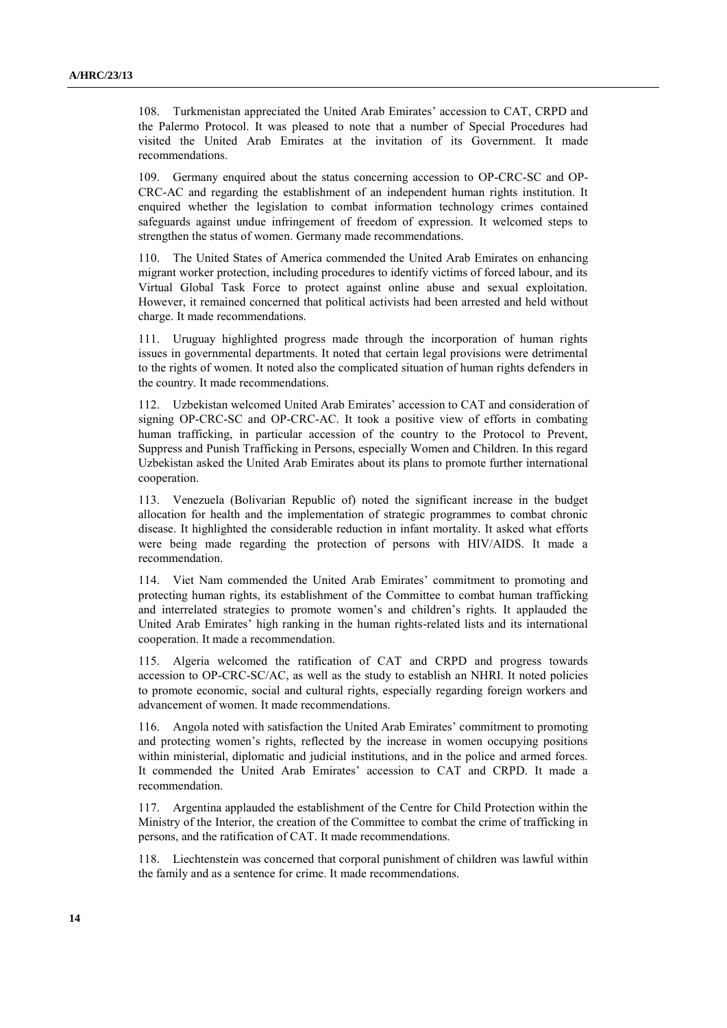108. Turkmenistan appreciated the United Arab Emirates' accession to CAT, CRPD and the Palermo Protocol. It was pleased to note that a number of Special Procedures had visited the United Arab Emirates at the invitation of its Government. It made recommendations.

109. Germany enquired about the status concerning accession to OP-CRC-SC and OP-CRC-AC and regarding the establishment of an independent human rights institution. It enquired whether the legislation to combat information technology crimes contained safeguards against undue infringement of freedom of expression. It welcomed steps to strengthen the status of women. Germany made recommendations.

110. The United States of America commended the United Arab Emirates on enhancing migrant worker protection, including procedures to identify victims of forced labour, and its Virtual Global Task Force to protect against online abuse and sexual exploitation. However, it remained concerned that political activists had been arrested and held without charge. It made recommendations.

111. Uruguay highlighted progress made through the incorporation of human rights issues in governmental departments. It noted that certain legal provisions were detrimental to the rights of women. It noted also the complicated situation of human rights defenders in the country. It made recommendations.

112. Uzbekistan welcomed United Arab Emirates' accession to CAT and consideration of signing OP-CRC-SC and OP-CRC-AC. It took a positive view of efforts in combating human trafficking, in particular accession of the country to the Protocol to Prevent, Suppress and Punish Trafficking in Persons, especially Women and Children. In this regard Uzbekistan asked the United Arab Emirates about its plans to promote further international cooperation.

113. Venezuela (Bolivarian Republic of) noted the significant increase in the budget allocation for health and the implementation of strategic programmes to combat chronic disease. It highlighted the considerable reduction in infant mortality. It asked what efforts were being made regarding the protection of persons with HIV/AIDS. It made a recommendation.

114. Viet Nam commended the United Arab Emirates' commitment to promoting and protecting human rights, its establishment of the Committee to combat human trafficking and interrelated strategies to promote women's and children's rights. It applauded the United Arab Emirates' high ranking in the human rights-related lists and its international cooperation. It made a recommendation.

115. Algeria welcomed the ratification of CAT and CRPD and progress towards accession to OP-CRC-SC/AC, as well as the study to establish an NHRI. It noted policies to promote economic, social and cultural rights, especially regarding foreign workers and advancement of women. It made recommendations.

116. Angola noted with satisfaction the United Arab Emirates' commitment to promoting and protecting women's rights, reflected by the increase in women occupying positions within ministerial, diplomatic and judicial institutions, and in the police and armed forces. It commended the United Arab Emirates' accession to CAT and CRPD. It made a recommendation.

117. Argentina applauded the establishment of the Centre for Child Protection within the Ministry of the Interior, the creation of the Committee to combat the crime of trafficking in persons, and the ratification of CAT. It made recommendations.

118. Liechtenstein was concerned that corporal punishment of children was lawful within the family and as a sentence for crime. It made recommendations.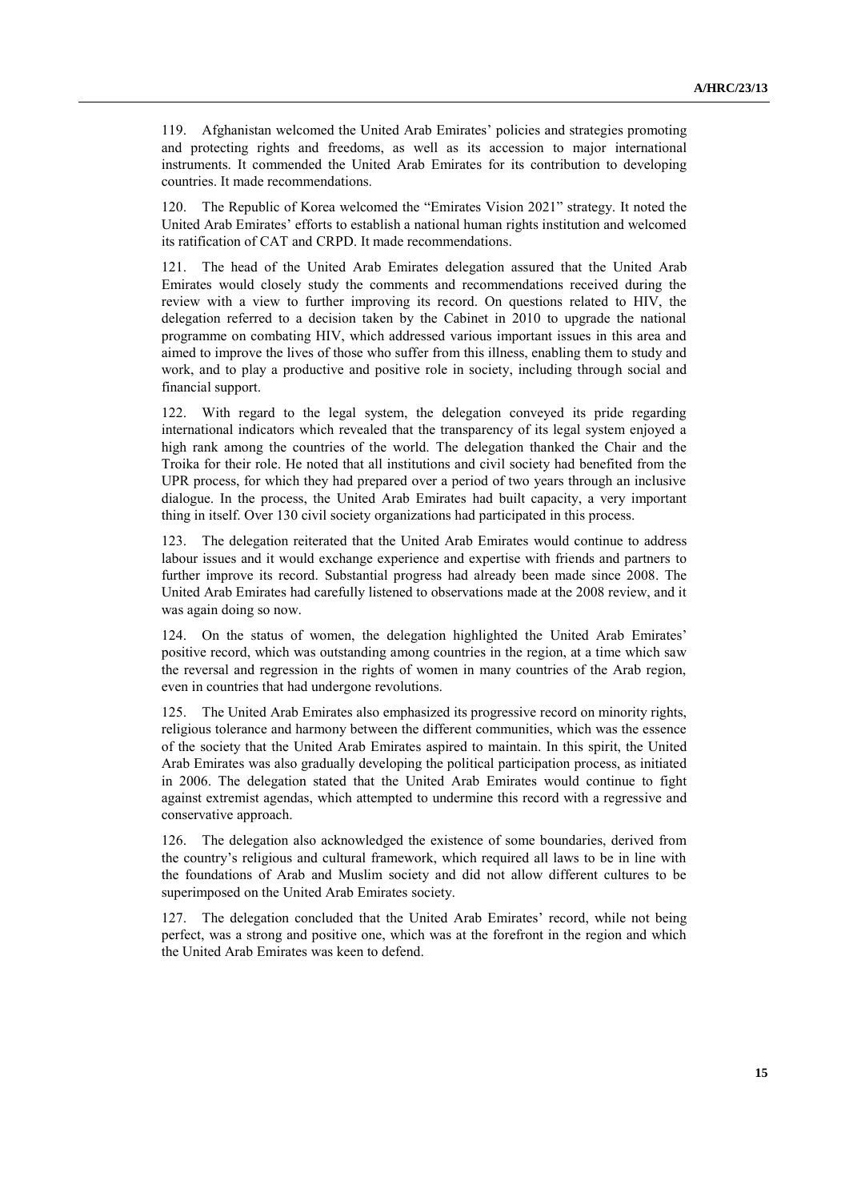119. Afghanistan welcomed the United Arab Emirates' policies and strategies promoting and protecting rights and freedoms, as well as its accession to major international instruments. It commended the United Arab Emirates for its contribution to developing countries. It made recommendations.

120. The Republic of Korea welcomed the "Emirates Vision 2021" strategy. It noted the United Arab Emirates' efforts to establish a national human rights institution and welcomed its ratification of CAT and CRPD. It made recommendations.

121. The head of the United Arab Emirates delegation assured that the United Arab Emirates would closely study the comments and recommendations received during the review with a view to further improving its record. On questions related to HIV, the delegation referred to a decision taken by the Cabinet in 2010 to upgrade the national programme on combating HIV, which addressed various important issues in this area and aimed to improve the lives of those who suffer from this illness, enabling them to study and work, and to play a productive and positive role in society, including through social and financial support.

122. With regard to the legal system, the delegation conveyed its pride regarding international indicators which revealed that the transparency of its legal system enjoyed a high rank among the countries of the world. The delegation thanked the Chair and the Troika for their role. He noted that all institutions and civil society had benefited from the UPR process, for which they had prepared over a period of two years through an inclusive dialogue. In the process, the United Arab Emirates had built capacity, a very important thing in itself. Over 130 civil society organizations had participated in this process.

123. The delegation reiterated that the United Arab Emirates would continue to address labour issues and it would exchange experience and expertise with friends and partners to further improve its record. Substantial progress had already been made since 2008. The United Arab Emirates had carefully listened to observations made at the 2008 review, and it was again doing so now.

124. On the status of women, the delegation highlighted the United Arab Emirates' positive record, which was outstanding among countries in the region, at a time which saw the reversal and regression in the rights of women in many countries of the Arab region, even in countries that had undergone revolutions.

125. The United Arab Emirates also emphasized its progressive record on minority rights, religious tolerance and harmony between the different communities, which was the essence of the society that the United Arab Emirates aspired to maintain. In this spirit, the United Arab Emirates was also gradually developing the political participation process, as initiated in 2006. The delegation stated that the United Arab Emirates would continue to fight against extremist agendas, which attempted to undermine this record with a regressive and conservative approach.

126. The delegation also acknowledged the existence of some boundaries, derived from the country's religious and cultural framework, which required all laws to be in line with the foundations of Arab and Muslim society and did not allow different cultures to be superimposed on the United Arab Emirates society.

127. The delegation concluded that the United Arab Emirates' record, while not being perfect, was a strong and positive one, which was at the forefront in the region and which the United Arab Emirates was keen to defend.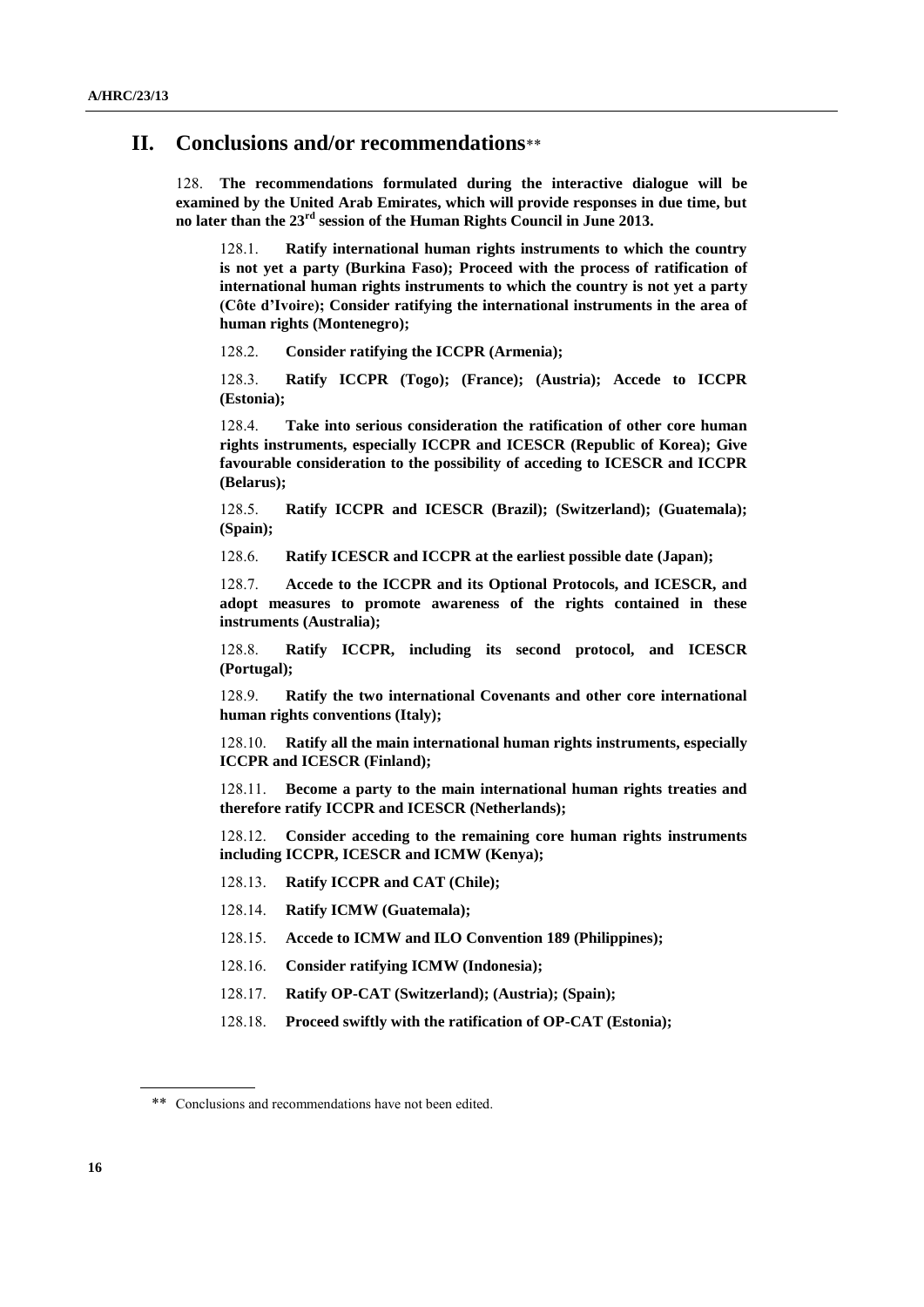## II. Conclusions and/or recommendations**

128. **The recommendations formulated during the interactive dialogue will be examined by the United Arab Emirates, which will provide responses in due time, but no later than the 23rd session of the Human Rights Council in June 2013.**

128.1. **Ratify international human rights instruments to which the country is not yet a party (Burkina Faso); Proceed with the process of ratification of international human rights instruments to which the country is not yet a party (Côte d'Ivoire); Consider ratifying the international instruments in the area of human rights (Montenegro);**

128.2. **Consider ratifying the ICCPR (Armenia);**

128.3. **Ratify ICCPR (Togo); (France); (Austria); Accede to ICCPR (Estonia);**

128.4. **Take into serious consideration the ratification of other core human rights instruments, especially ICCPR and ICESCR (Republic of Korea); Give favourable consideration to the possibility of acceding to ICESCR and ICCPR (Belarus);**

128.5. **Ratify ICCPR and ICESCR (Brazil); (Switzerland); (Guatemala); (Spain);**

128.6. **Ratify ICESCR and ICCPR at the earliest possible date (Japan);**

128.7. **Accede to the ICCPR and its Optional Protocols, and ICESCR, and adopt measures to promote awareness of the rights contained in these instruments (Australia);**

128.8. **Ratify ICCPR, including its second protocol, and ICESCR (Portugal);**

128.9. **Ratify the two international Covenants and other core international human rights conventions (Italy);**

128.10. **Ratify all the main international human rights instruments, especially ICCPR and ICESCR (Finland);**

128.11. **Become a party to the main international human rights treaties and therefore ratify ICCPR and ICESCR (Netherlands);**

128.12. **Consider acceding to the remaining core human rights instruments including ICCPR, ICESCR and ICMW (Kenya);**

128.13. **Ratify ICCPR and CAT (Chile);**

128.14. **Ratify ICMW (Guatemala);**

128.15. **Accede to ICMW and ILO Convention 189 (Philippines);**

128.16. **Consider ratifying ICMW (Indonesia);**

128.17. **Ratify OP-CAT (Switzerland); (Austria); (Spain);**

128.18. **Proceed swiftly with the ratification of OP-CAT (Estonia);**

---

** Conclusions and recommendations have not been edited.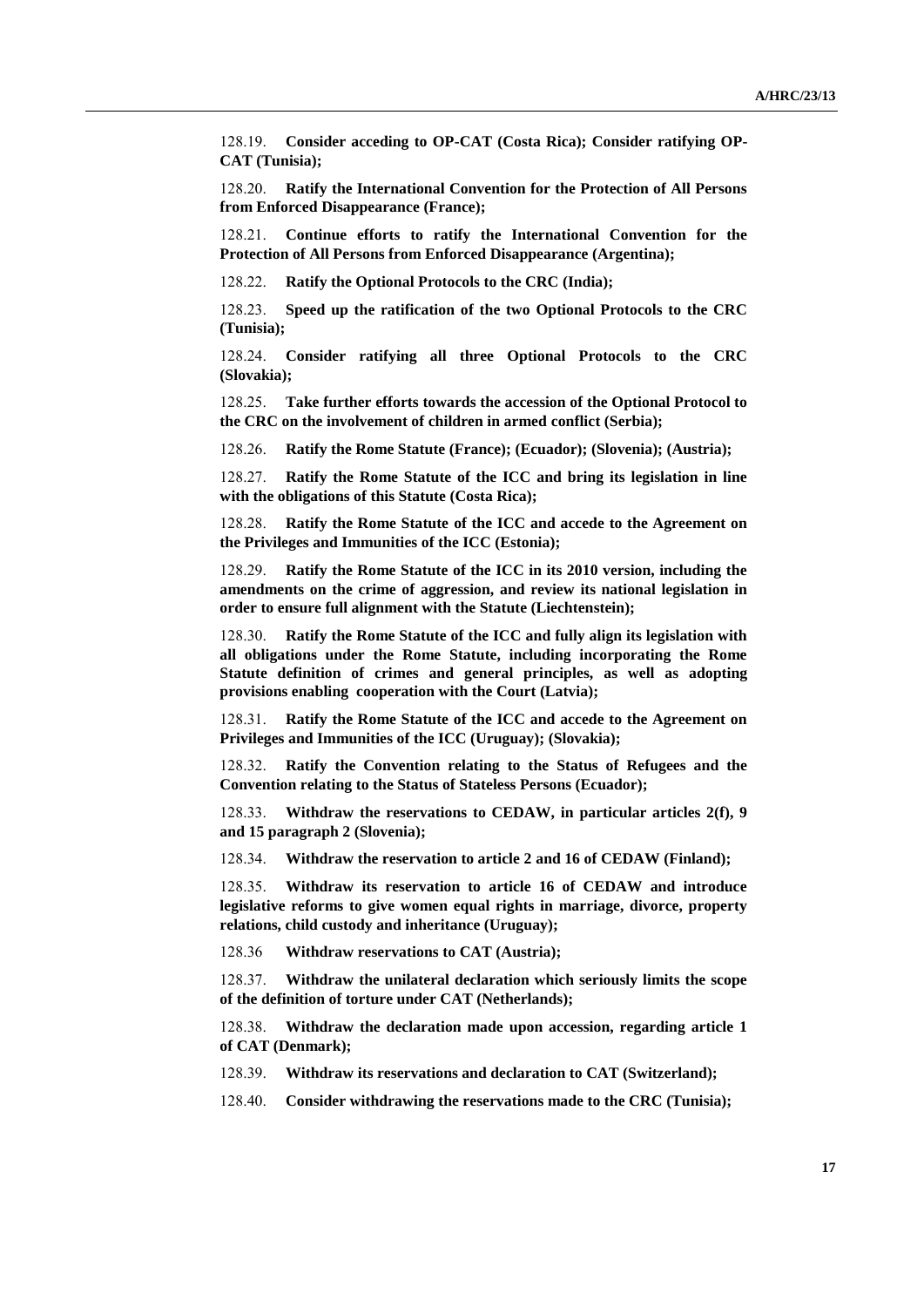128.19. **Consider acceding to OP-CAT (Costa Rica); Consider ratifying OP-CAT (Tunisia);**

128.20. **Ratify the International Convention for the Protection of All Persons from Enforced Disappearance (France);**

128.21. **Continue efforts to ratify the International Convention for the Protection of All Persons from Enforced Disappearance (Argentina);**

128.22. **Ratify the Optional Protocols to the CRC (India);**

128.23. **Speed up the ratification of the two Optional Protocols to the CRC (Tunisia);**

128.24. **Consider ratifying all three Optional Protocols to the CRC (Slovakia);**

128.25. **Take further efforts towards the accession of the Optional Protocol to the CRC on the involvement of children in armed conflict (Serbia);**

128.26. **Ratify the Rome Statute (France); (Ecuador); (Slovenia); (Austria);**

128.27. **Ratify the Rome Statute of the ICC and bring its legislation in line with the obligations of this Statute (Costa Rica);**

128.28. **Ratify the Rome Statute of the ICC and accede to the Agreement on the Privileges and Immunities of the ICC (Estonia);**

128.29. **Ratify the Rome Statute of the ICC in its 2010 version, including the amendments on the crime of aggression, and review its national legislation in order to ensure full alignment with the Statute (Liechtenstein);**

128.30. **Ratify the Rome Statute of the ICC and fully align its legislation with all obligations under the Rome Statute, including incorporating the Rome Statute definition of crimes and general principles, as well as adopting provisions enabling cooperation with the Court (Latvia);**

128.31. **Ratify the Rome Statute of the ICC and accede to the Agreement on Privileges and Immunities of the ICC (Uruguay); (Slovakia);**

128.32. **Ratify the Convention relating to the Status of Refugees and the Convention relating to the Status of Stateless Persons (Ecuador);**

128.33. **Withdraw the reservations to CEDAW, in particular articles 2(f), 9 and 15 paragraph 2 (Slovenia);**

128.34. **Withdraw the reservation to article 2 and 16 of CEDAW (Finland);**

128.35. **Withdraw its reservation to article 16 of CEDAW and introduce legislative reforms to give women equal rights in marriage, divorce, property relations, child custody and inheritance (Uruguay);**

128.36 **Withdraw reservations to CAT (Austria);**

128.37. **Withdraw the unilateral declaration which seriously limits the scope of the definition of torture under CAT (Netherlands);**

128.38. **Withdraw the declaration made upon accession, regarding article 1 of CAT (Denmark);**

128.39. **Withdraw its reservations and declaration to CAT (Switzerland);**

128.40. **Consider withdrawing the reservations made to the CRC (Tunisia);**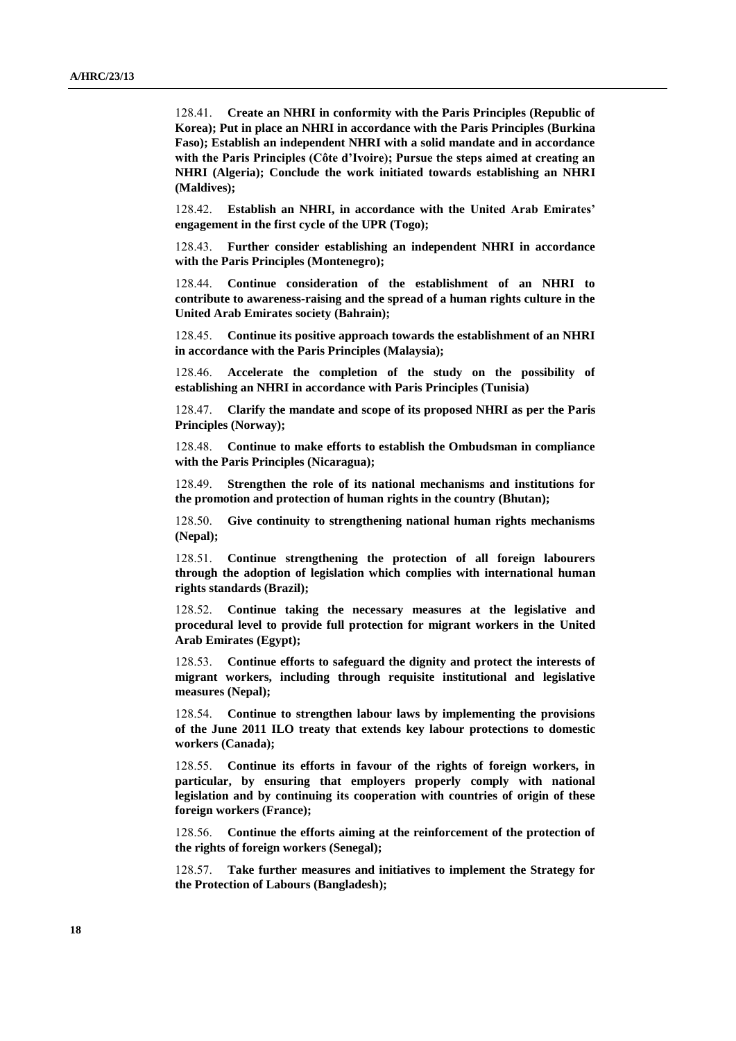128.41. **Create an NHRI in conformity with the Paris Principles (Republic of Korea); Put in place an NHRI in accordance with the Paris Principles (Burkina Faso); Establish an independent NHRI with a solid mandate and in accordance with the Paris Principles (Côte d'Ivoire); Pursue the steps aimed at creating an NHRI (Algeria); Conclude the work initiated towards establishing an NHRI (Maldives);**

128.42. **Establish an NHRI, in accordance with the United Arab Emirates' engagement in the first cycle of the UPR (Togo);**

128.43. **Further consider establishing an independent NHRI in accordance with the Paris Principles (Montenegro);**

128.44. **Continue consideration of the establishment of an NHRI to contribute to awareness-raising and the spread of a human rights culture in the United Arab Emirates society (Bahrain);**

128.45. **Continue its positive approach towards the establishment of an NHRI in accordance with the Paris Principles (Malaysia);**

128.46. **Accelerate the completion of the study on the possibility of establishing an NHRI in accordance with Paris Principles (Tunisia)**

128.47. **Clarify the mandate and scope of its proposed NHRI as per the Paris Principles (Norway);**

128.48. **Continue to make efforts to establish the Ombudsman in compliance with the Paris Principles (Nicaragua);**

128.49. **Strengthen the role of its national mechanisms and institutions for the promotion and protection of human rights in the country (Bhutan);**

128.50. **Give continuity to strengthening national human rights mechanisms (Nepal);**

128.51. **Continue strengthening the protection of all foreign labourers through the adoption of legislation which complies with international human rights standards (Brazil);**

128.52. **Continue taking the necessary measures at the legislative and procedural level to provide full protection for migrant workers in the United Arab Emirates (Egypt);**

128.53. **Continue efforts to safeguard the dignity and protect the interests of migrant workers, including through requisite institutional and legislative measures (Nepal);**

128.54. **Continue to strengthen labour laws by implementing the provisions of the June 2011 ILO treaty that extends key labour protections to domestic workers (Canada);**

128.55. **Continue its efforts in favour of the rights of foreign workers, in particular, by ensuring that employers properly comply with national legislation and by continuing its cooperation with countries of origin of these foreign workers (France);**

128.56. **Continue the efforts aiming at the reinforcement of the protection of the rights of foreign workers (Senegal);**

128.57. **Take further measures and initiatives to implement the Strategy for the Protection of Labours (Bangladesh);**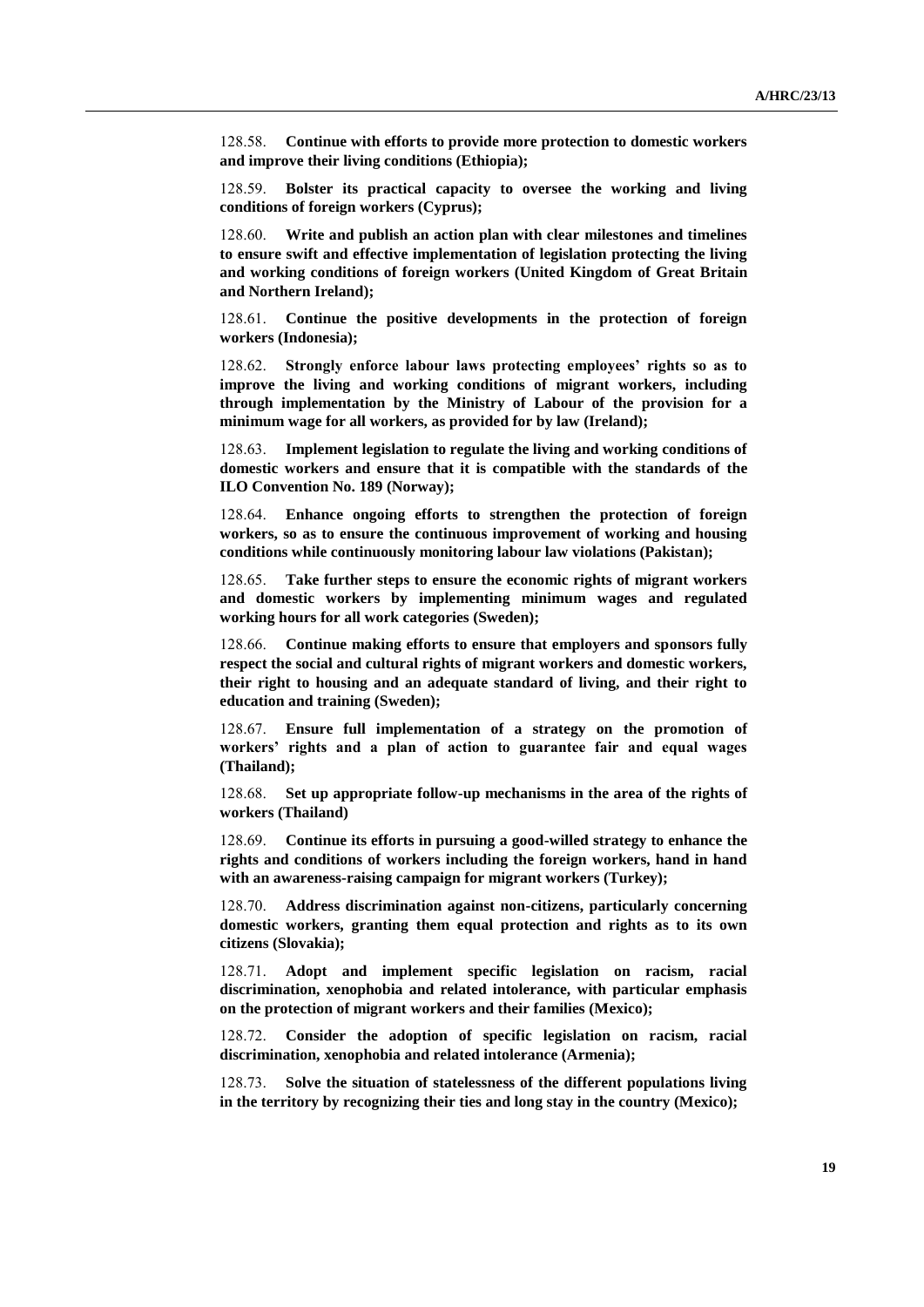128.58. **Continue with efforts to provide more protection to domestic workers and improve their living conditions (Ethiopia);**

128.59. **Bolster its practical capacity to oversee the working and living conditions of foreign workers (Cyprus);**

128.60. **Write and publish an action plan with clear milestones and timelines to ensure swift and effective implementation of legislation protecting the living and working conditions of foreign workers (United Kingdom of Great Britain and Northern Ireland);**

128.61. **Continue the positive developments in the protection of foreign workers (Indonesia);**

128.62. **Strongly enforce labour laws protecting employees' rights so as to improve the living and working conditions of migrant workers, including through implementation by the Ministry of Labour of the provision for a minimum wage for all workers, as provided for by law (Ireland);**

128.63. **Implement legislation to regulate the living and working conditions of domestic workers and ensure that it is compatible with the standards of the ILO Convention No. 189 (Norway);**

128.64. **Enhance ongoing efforts to strengthen the protection of foreign workers, so as to ensure the continuous improvement of working and housing conditions while continuously monitoring labour law violations (Pakistan);**

128.65. **Take further steps to ensure the economic rights of migrant workers and domestic workers by implementing minimum wages and regulated working hours for all work categories (Sweden);**

128.66. **Continue making efforts to ensure that employers and sponsors fully respect the social and cultural rights of migrant workers and domestic workers, their right to housing and an adequate standard of living, and their right to education and training (Sweden);**

128.67. **Ensure full implementation of a strategy on the promotion of workers' rights and a plan of action to guarantee fair and equal wages (Thailand);**

128.68. **Set up appropriate follow-up mechanisms in the area of the rights of workers (Thailand)**

128.69. **Continue its efforts in pursuing a good-willed strategy to enhance the rights and conditions of workers including the foreign workers, hand in hand with an awareness-raising campaign for migrant workers (Turkey);**

128.70. **Address discrimination against non-citizens, particularly concerning domestic workers, granting them equal protection and rights as to its own citizens (Slovakia);**

128.71. **Adopt and implement specific legislation on racism, racial discrimination, xenophobia and related intolerance, with particular emphasis on the protection of migrant workers and their families (Mexico);**

128.72. **Consider the adoption of specific legislation on racism, racial discrimination, xenophobia and related intolerance (Armenia);**

128.73. **Solve the situation of statelessness of the different populations living in the territory by recognizing their ties and long stay in the country (Mexico);**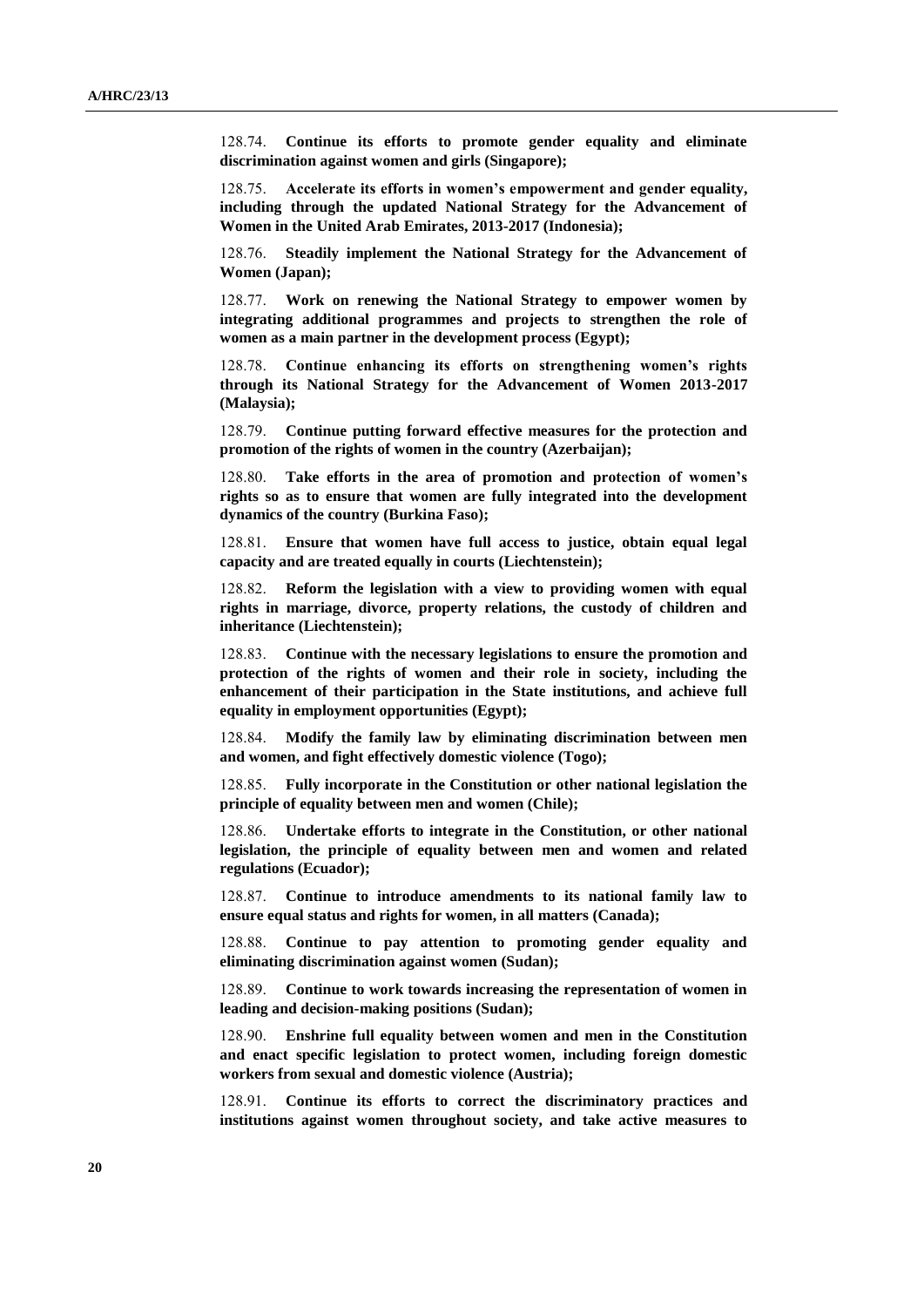128.74. **Continue its efforts to promote gender equality and eliminate discrimination against women and girls (Singapore);**

128.75. **Accelerate its efforts in women's empowerment and gender equality, including through the updated National Strategy for the Advancement of Women in the United Arab Emirates, 2013-2017 (Indonesia);**

128.76. **Steadily implement the National Strategy for the Advancement of Women (Japan);**

128.77. **Work on renewing the National Strategy to empower women by integrating additional programmes and projects to strengthen the role of women as a main partner in the development process (Egypt);**

128.78. **Continue enhancing its efforts on strengthening women's rights through its National Strategy for the Advancement of Women 2013-2017 (Malaysia);**

128.79. **Continue putting forward effective measures for the protection and promotion of the rights of women in the country (Azerbaijan);**

128.80. **Take efforts in the area of promotion and protection of women's rights so as to ensure that women are fully integrated into the development dynamics of the country (Burkina Faso);**

128.81. **Ensure that women have full access to justice, obtain equal legal capacity and are treated equally in courts (Liechtenstein);**

128.82. **Reform the legislation with a view to providing women with equal rights in marriage, divorce, property relations, the custody of children and inheritance (Liechtenstein);**

128.83. **Continue with the necessary legislations to ensure the promotion and protection of the rights of women and their role in society, including the enhancement of their participation in the State institutions, and achieve full equality in employment opportunities (Egypt);**

128.84. **Modify the family law by eliminating discrimination between men and women, and fight effectively domestic violence (Togo);**

128.85. **Fully incorporate in the Constitution or other national legislation the principle of equality between men and women (Chile);**

128.86. **Undertake efforts to integrate in the Constitution, or other national legislation, the principle of equality between men and women and related regulations (Ecuador);**

128.87. **Continue to introduce amendments to its national family law to ensure equal status and rights for women, in all matters (Canada);**

128.88. **Continue to pay attention to promoting gender equality and eliminating discrimination against women (Sudan);**

128.89. **Continue to work towards increasing the representation of women in leading and decision-making positions (Sudan);**

128.90. **Enshrine full equality between women and men in the Constitution and enact specific legislation to protect women, including foreign domestic workers from sexual and domestic violence (Austria);**

128.91. **Continue its efforts to correct the discriminatory practices and institutions against women throughout society, and take active measures to**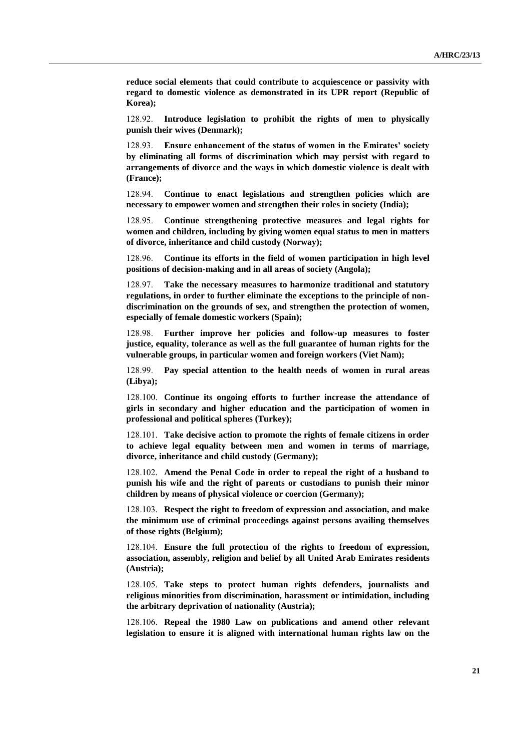**reduce social elements that could contribute to acquiescence or passivity with regard to domestic violence as demonstrated in its UPR report (Republic of Korea);**

128.92. **Introduce legislation to prohibit the rights of men to physically punish their wives (Denmark);**

128.93. **Ensure enhancement of the status of women in the Emirates' society by eliminating all forms of discrimination which may persist with regard to arrangements of divorce and the ways in which domestic violence is dealt with (France);**

128.94. **Continue to enact legislations and strengthen policies which are necessary to empower women and strengthen their roles in society (India);**

128.95. **Continue strengthening protective measures and legal rights for women and children, including by giving women equal status to men in matters of divorce, inheritance and child custody (Norway);**

128.96. **Continue its efforts in the field of women participation in high level positions of decision-making and in all areas of society (Angola);**

128.97. **Take the necessary measures to harmonize traditional and statutory regulations, in order to further eliminate the exceptions to the principle of non-discrimination on the grounds of sex, and strengthen the protection of women, especially of female domestic workers (Spain);**

128.98. **Further improve her policies and follow-up measures to foster justice, equality, tolerance as well as the full guarantee of human rights for the vulnerable groups, in particular women and foreign workers (Viet Nam);**

128.99. **Pay special attention to the health needs of women in rural areas (Libya);**

128.100. **Continue its ongoing efforts to further increase the attendance of girls in secondary and higher education and the participation of women in professional and political spheres (Turkey);**

128.101. **Take decisive action to promote the rights of female citizens in order to achieve legal equality between men and women in terms of marriage, divorce, inheritance and child custody (Germany);**

128.102. **Amend the Penal Code in order to repeal the right of a husband to punish his wife and the right of parents or custodians to punish their minor children by means of physical violence or coercion (Germany);**

128.103. **Respect the right to freedom of expression and association, and make the minimum use of criminal proceedings against persons availing themselves of those rights (Belgium);**

128.104. **Ensure the full protection of the rights to freedom of expression, association, assembly, religion and belief by all United Arab Emirates residents (Austria);**

128.105. **Take steps to protect human rights defenders, journalists and religious minorities from discrimination, harassment or intimidation, including the arbitrary deprivation of nationality (Austria);**

128.106. **Repeal the 1980 Law on publications and amend other relevant legislation to ensure it is aligned with international human rights law on the**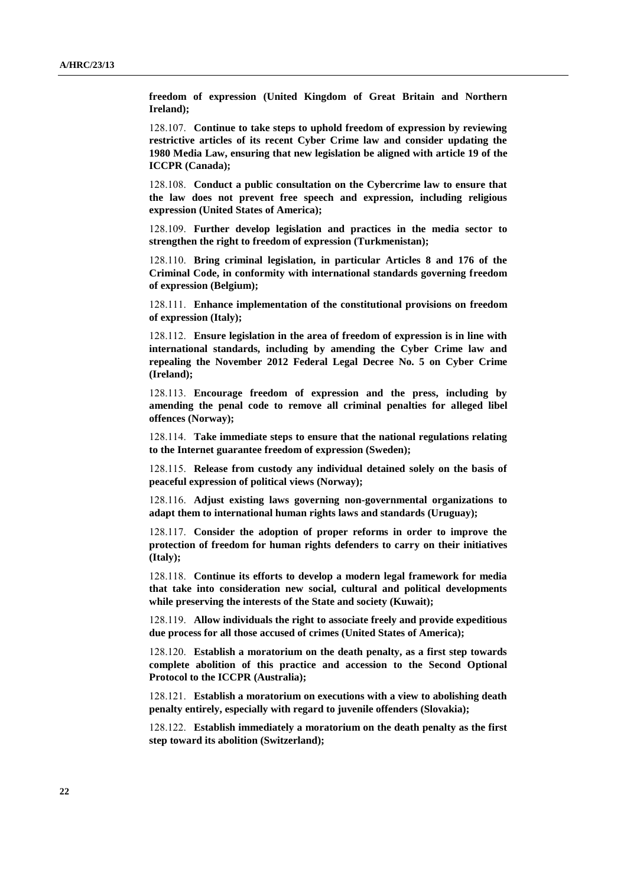**freedom of expression (United Kingdom of Great Britain and Northern Ireland);**

128.107. **Continue to take steps to uphold freedom of expression by reviewing restrictive articles of its recent Cyber Crime law and consider updating the 1980 Media Law, ensuring that new legislation be aligned with article 19 of the ICCPR (Canada);**

128.108. **Conduct a public consultation on the Cybercrime law to ensure that the law does not prevent free speech and expression, including religious expression (United States of America);**

128.109. **Further develop legislation and practices in the media sector to strengthen the right to freedom of expression (Turkmenistan);**

128.110. **Bring criminal legislation, in particular Articles 8 and 176 of the Criminal Code, in conformity with international standards governing freedom of expression (Belgium);**

128.111. **Enhance implementation of the constitutional provisions on freedom of expression (Italy);**

128.112. **Ensure legislation in the area of freedom of expression is in line with international standards, including by amending the Cyber Crime law and repealing the November 2012 Federal Legal Decree No. 5 on Cyber Crime (Ireland);**

128.113. **Encourage freedom of expression and the press, including by amending the penal code to remove all criminal penalties for alleged libel offences (Norway);**

128.114. **Take immediate steps to ensure that the national regulations relating to the Internet guarantee freedom of expression (Sweden);**

128.115. **Release from custody any individual detained solely on the basis of peaceful expression of political views (Norway);**

128.116. **Adjust existing laws governing non-governmental organizations to adapt them to international human rights laws and standards (Uruguay);**

128.117. **Consider the adoption of proper reforms in order to improve the protection of freedom for human rights defenders to carry on their initiatives (Italy);**

128.118. **Continue its efforts to develop a modern legal framework for media that take into consideration new social, cultural and political developments while preserving the interests of the State and society (Kuwait);**

128.119. **Allow individuals the right to associate freely and provide expeditious due process for all those accused of crimes (United States of America);**

128.120. **Establish a moratorium on the death penalty, as a first step towards complete abolition of this practice and accession to the Second Optional Protocol to the ICCPR (Australia);**

128.121. **Establish a moratorium on executions with a view to abolishing death penalty entirely, especially with regard to juvenile offenders (Slovakia);**

128.122. **Establish immediately a moratorium on the death penalty as the first step toward its abolition (Switzerland);**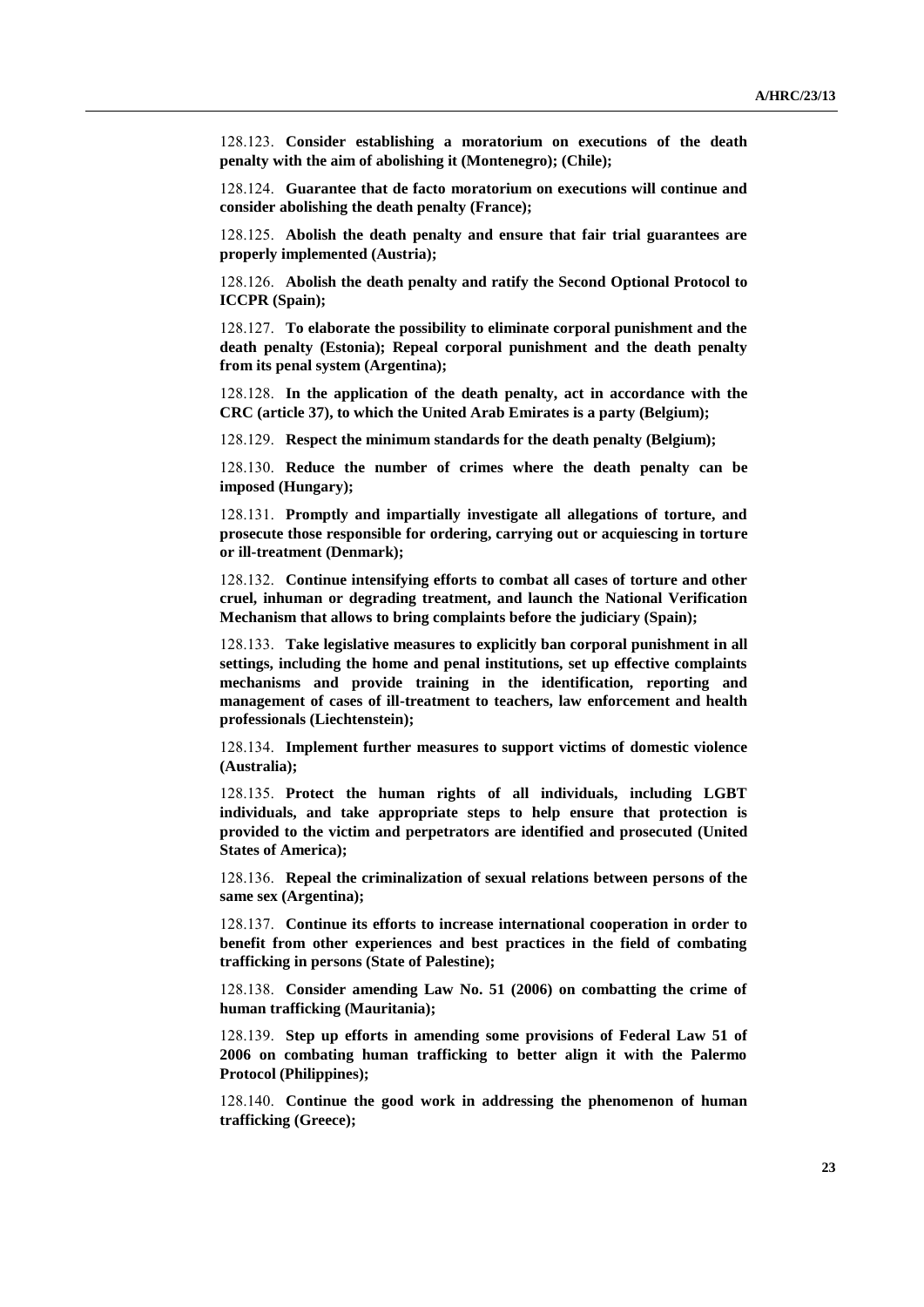128.123. **Consider establishing a moratorium on executions of the death penalty with the aim of abolishing it (Montenegro); (Chile);**

128.124. **Guarantee that de facto moratorium on executions will continue and consider abolishing the death penalty (France);**

128.125. **Abolish the death penalty and ensure that fair trial guarantees are properly implemented (Austria);**

128.126. **Abolish the death penalty and ratify the Second Optional Protocol to ICCPR (Spain);**

128.127. **To elaborate the possibility to eliminate corporal punishment and the death penalty (Estonia); Repeal corporal punishment and the death penalty from its penal system (Argentina);**

128.128. **In the application of the death penalty, act in accordance with the CRC (article 37), to which the United Arab Emirates is a party (Belgium);**

128.129. **Respect the minimum standards for the death penalty (Belgium);**

128.130. **Reduce the number of crimes where the death penalty can be imposed (Hungary);**

128.131. **Promptly and impartially investigate all allegations of torture, and prosecute those responsible for ordering, carrying out or acquiescing in torture or ill-treatment (Denmark);**

128.132. **Continue intensifying efforts to combat all cases of torture and other cruel, inhuman or degrading treatment, and launch the National Verification Mechanism that allows to bring complaints before the judiciary (Spain);**

128.133. **Take legislative measures to explicitly ban corporal punishment in all settings, including the home and penal institutions, set up effective complaints mechanisms and provide training in the identification, reporting and management of cases of ill-treatment to teachers, law enforcement and health professionals (Liechtenstein);**

128.134. **Implement further measures to support victims of domestic violence (Australia);**

128.135. **Protect the human rights of all individuals, including LGBT individuals, and take appropriate steps to help ensure that protection is provided to the victim and perpetrators are identified and prosecuted (United States of America);**

128.136. **Repeal the criminalization of sexual relations between persons of the same sex (Argentina);**

128.137. **Continue its efforts to increase international cooperation in order to benefit from other experiences and best practices in the field of combating trafficking in persons (State of Palestine);**

128.138. **Consider amending Law No. 51 (2006) on combatting the crime of human trafficking (Mauritania);**

128.139. **Step up efforts in amending some provisions of Federal Law 51 of 2006 on combating human trafficking to better align it with the Palermo Protocol (Philippines);**

128.140. **Continue the good work in addressing the phenomenon of human trafficking (Greece);**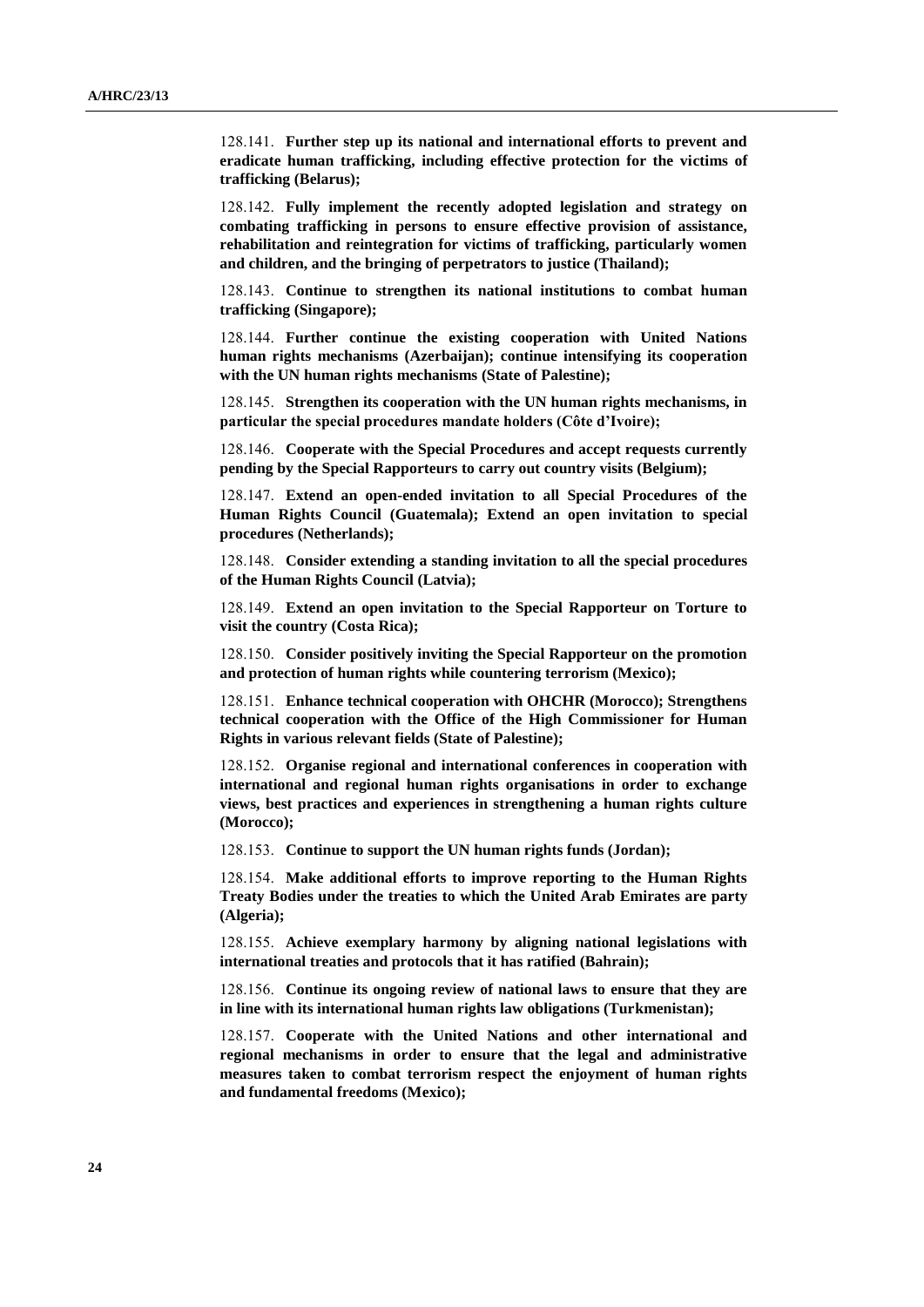128.141. **Further step up its national and international efforts to prevent and eradicate human trafficking, including effective protection for the victims of trafficking (Belarus);**

128.142. **Fully implement the recently adopted legislation and strategy on combating trafficking in persons to ensure effective provision of assistance, rehabilitation and reintegration for victims of trafficking, particularly women and children, and the bringing of perpetrators to justice (Thailand);**

128.143. **Continue to strengthen its national institutions to combat human trafficking (Singapore);**

128.144. **Further continue the existing cooperation with United Nations human rights mechanisms (Azerbaijan); continue intensifying its cooperation with the UN human rights mechanisms (State of Palestine);**

128.145. **Strengthen its cooperation with the UN human rights mechanisms, in particular the special procedures mandate holders (Côte d'Ivoire);**

128.146. **Cooperate with the Special Procedures and accept requests currently pending by the Special Rapporteurs to carry out country visits (Belgium);**

128.147. **Extend an open-ended invitation to all Special Procedures of the Human Rights Council (Guatemala); Extend an open invitation to special procedures (Netherlands);**

128.148. **Consider extending a standing invitation to all the special procedures of the Human Rights Council (Latvia);**

128.149. **Extend an open invitation to the Special Rapporteur on Torture to visit the country (Costa Rica);**

128.150. **Consider positively inviting the Special Rapporteur on the promotion and protection of human rights while countering terrorism (Mexico);**

128.151. **Enhance technical cooperation with OHCHR (Morocco); Strengthens technical cooperation with the Office of the High Commissioner for Human Rights in various relevant fields (State of Palestine);**

128.152. **Organise regional and international conferences in cooperation with international and regional human rights organisations in order to exchange views, best practices and experiences in strengthening a human rights culture (Morocco);**

128.153. **Continue to support the UN human rights funds (Jordan);**

128.154. **Make additional efforts to improve reporting to the Human Rights Treaty Bodies under the treaties to which the United Arab Emirates are party (Algeria);**

128.155. **Achieve exemplary harmony by aligning national legislations with international treaties and protocols that it has ratified (Bahrain);**

128.156. **Continue its ongoing review of national laws to ensure that they are in line with its international human rights law obligations (Turkmenistan);**

128.157. **Cooperate with the United Nations and other international and regional mechanisms in order to ensure that the legal and administrative measures taken to combat terrorism respect the enjoyment of human rights and fundamental freedoms (Mexico);**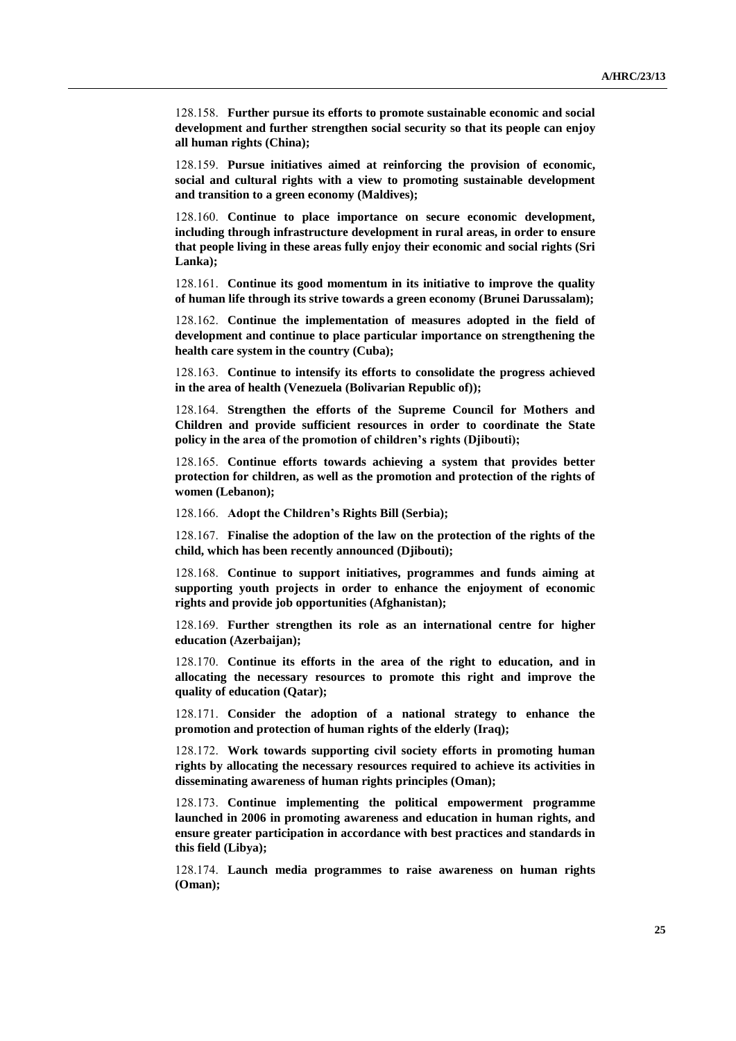128.158. **Further pursue its efforts to promote sustainable economic and social development and further strengthen social security so that its people can enjoy all human rights (China);**

128.159. **Pursue initiatives aimed at reinforcing the provision of economic, social and cultural rights with a view to promoting sustainable development and transition to a green economy (Maldives);**

128.160. **Continue to place importance on secure economic development, including through infrastructure development in rural areas, in order to ensure that people living in these areas fully enjoy their economic and social rights (Sri Lanka);**

128.161. **Continue its good momentum in its initiative to improve the quality of human life through its strive towards a green economy (Brunei Darussalam);**

128.162. **Continue the implementation of measures adopted in the field of development and continue to place particular importance on strengthening the health care system in the country (Cuba);**

128.163. **Continue to intensify its efforts to consolidate the progress achieved in the area of health (Venezuela (Bolivarian Republic of));**

128.164. **Strengthen the efforts of the Supreme Council for Mothers and Children and provide sufficient resources in order to coordinate the State policy in the area of the promotion of children's rights (Djibouti);**

128.165. **Continue efforts towards achieving a system that provides better protection for children, as well as the promotion and protection of the rights of women (Lebanon);**

128.166. **Adopt the Children's Rights Bill (Serbia);**

128.167. **Finalise the adoption of the law on the protection of the rights of the child, which has been recently announced (Djibouti);**

128.168. **Continue to support initiatives, programmes and funds aiming at supporting youth projects in order to enhance the enjoyment of economic rights and provide job opportunities (Afghanistan);**

128.169. **Further strengthen its role as an international centre for higher education (Azerbaijan);**

128.170. **Continue its efforts in the area of the right to education, and in allocating the necessary resources to promote this right and improve the quality of education (Qatar);**

128.171. **Consider the adoption of a national strategy to enhance the promotion and protection of human rights of the elderly (Iraq);**

128.172. **Work towards supporting civil society efforts in promoting human rights by allocating the necessary resources required to achieve its activities in disseminating awareness of human rights principles (Oman);**

128.173. **Continue implementing the political empowerment programme launched in 2006 in promoting awareness and education in human rights, and ensure greater participation in accordance with best practices and standards in this field (Libya);**

128.174. **Launch media programmes to raise awareness on human rights (Oman);**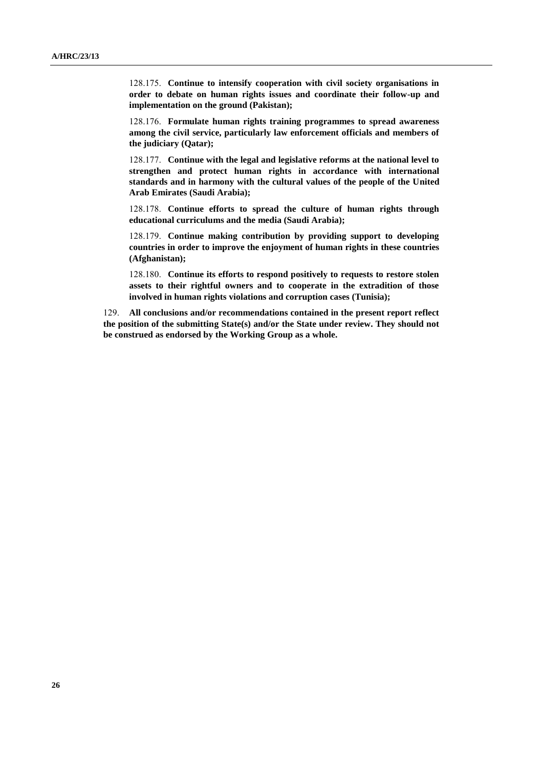128.175. **Continue to intensify cooperation with civil society organisations in order to debate on human rights issues and coordinate their follow-up and implementation on the ground (Pakistan);**

128.176. **Formulate human rights training programmes to spread awareness among the civil service, particularly law enforcement officials and members of the judiciary (Qatar);**

128.177. **Continue with the legal and legislative reforms at the national level to strengthen and protect human rights in accordance with international standards and in harmony with the cultural values of the people of the United Arab Emirates (Saudi Arabia);**

128.178. **Continue efforts to spread the culture of human rights through educational curriculums and the media (Saudi Arabia);**

128.179. **Continue making contribution by providing support to developing countries in order to improve the enjoyment of human rights in these countries (Afghanistan);**

128.180. **Continue its efforts to respond positively to requests to restore stolen assets to their rightful owners and to cooperate in the extradition of those involved in human rights violations and corruption cases (Tunisia);**

129. **All conclusions and/or recommendations contained in the present report reflect the position of the submitting State(s) and/or the State under review. They should not be construed as endorsed by the Working Group as a whole.**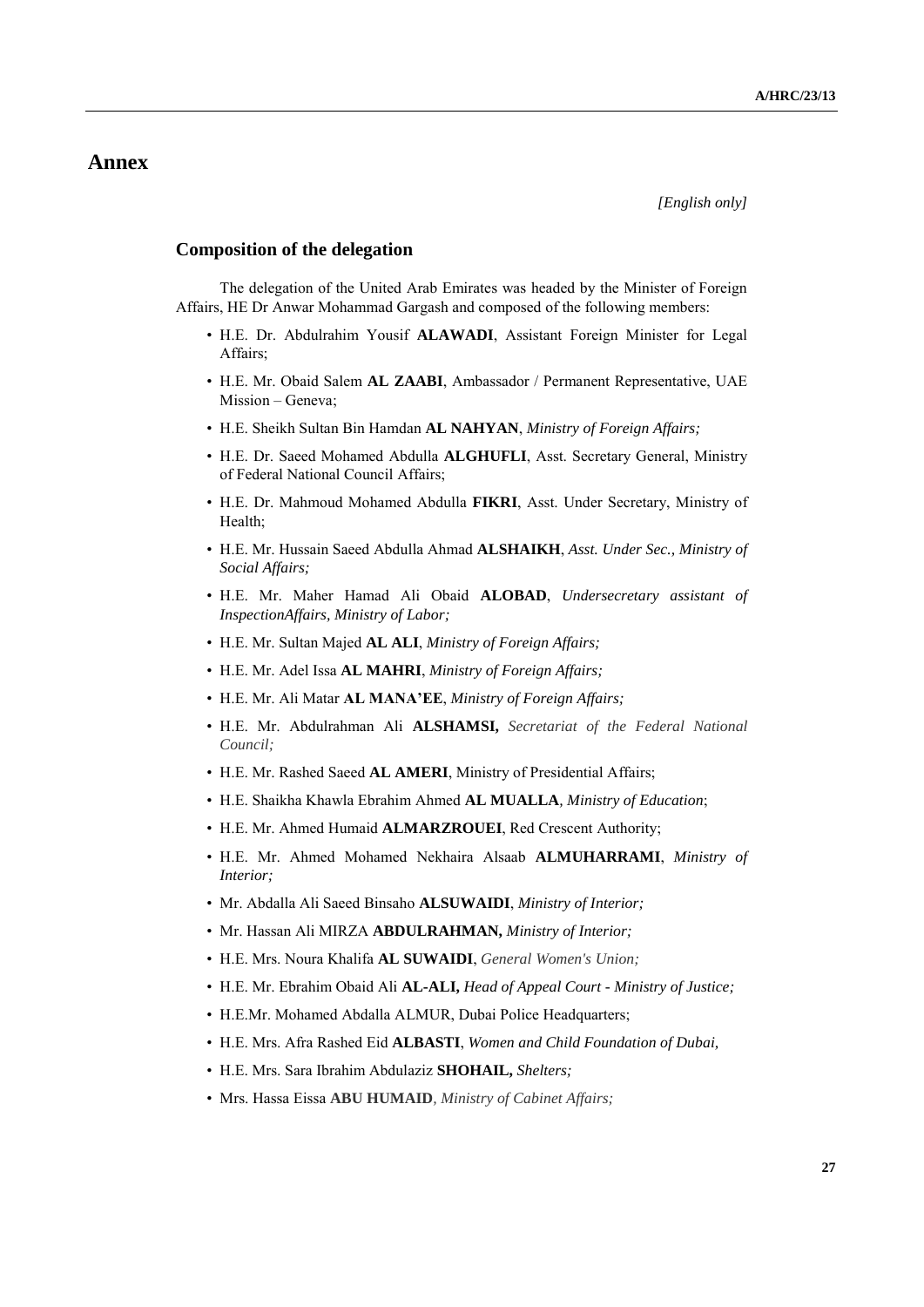# Annex

*[English only]*

## Composition of the delegation

The delegation of the United Arab Emirates was headed by the Minister of Foreign Affairs, HE Dr Anwar Mohammad Gargash and composed of the following members:

- H.E. Dr. Abdulrahim Yousif **ALAWADI**, Assistant Foreign Minister for Legal Affairs;
- H.E. Mr. Obaid Salem **AL ZAABI**, Ambassador / Permanent Representative, UAE Mission – Geneva;
- H.E. Sheikh Sultan Bin Hamdan **AL NAHYAN**, *Ministry of Foreign Affairs;*
- H.E. Dr. Saeed Mohamed Abdulla **ALGHUFLI**, Asst. Secretary General, Ministry of Federal National Council Affairs;
- H.E. Dr. Mahmoud Mohamed Abdulla **FIKRI**, Asst. Under Secretary, Ministry of Health;
- H.E. Mr. Hussain Saeed Abdulla Ahmad **ALSHAIKH**, *Asst. Under Sec., Ministry of Social Affairs;*
- H.E. Mr. Maher Hamad Ali Obaid **ALOBAD**, *Undersecretary assistant of InspectionAffairs, Ministry of Labor;*
- H.E. Mr. Sultan Majed **AL ALI**, *Ministry of Foreign Affairs;*
- H.E. Mr. Adel Issa **AL MAHRI**, *Ministry of Foreign Affairs;*
- H.E. Mr. Ali Matar **AL MANA'EE**, *Ministry of Foreign Affairs;*
- H.E. Mr. Abdulrahman Ali **ALSHAMSI,** *Secretariat of the Federal National Council;*
- H.E. Mr. Rashed Saeed **AL AMERI**, Ministry of Presidential Affairs;
- H.E. Shaikha Khawla Ebrahim Ahmed **AL MUALLA**, *Ministry of Education*;
- H.E. Mr. Ahmed Humaid **ALMARZROUEI**, Red Crescent Authority;
- H.E. Mr. Ahmed Mohamed Nekhaira Alsaab **ALMUHARRAMI**, *Ministry of Interior;*
- Mr. Abdalla Ali Saeed Binsaho **ALSUWAIDI**, *Ministry of Interior;*
- Mr. Hassan Ali MIRZA **ABDULRAHMAN,** *Ministry of Interior;*
- H.E. Mrs. Noura Khalifa **AL SUWAIDI**, *General Women's Union;*
- H.E. Mr. Ebrahim Obaid Ali **AL-ALI,** *Head of Appeal Court - Ministry of Justice;*
- H.E.Mr. Mohamed Abdalla ALMUR, Dubai Police Headquarters;
- H.E. Mrs. Afra Rashed Eid **ALBASTI**, *Women and Child Foundation of Dubai,*
- H.E. Mrs. Sara Ibrahim Abdulaziz **SHOHAIL,** *Shelters;*
- Mrs. Hassa Eissa **ABU HUMAID**, *Ministry of Cabinet Affairs;*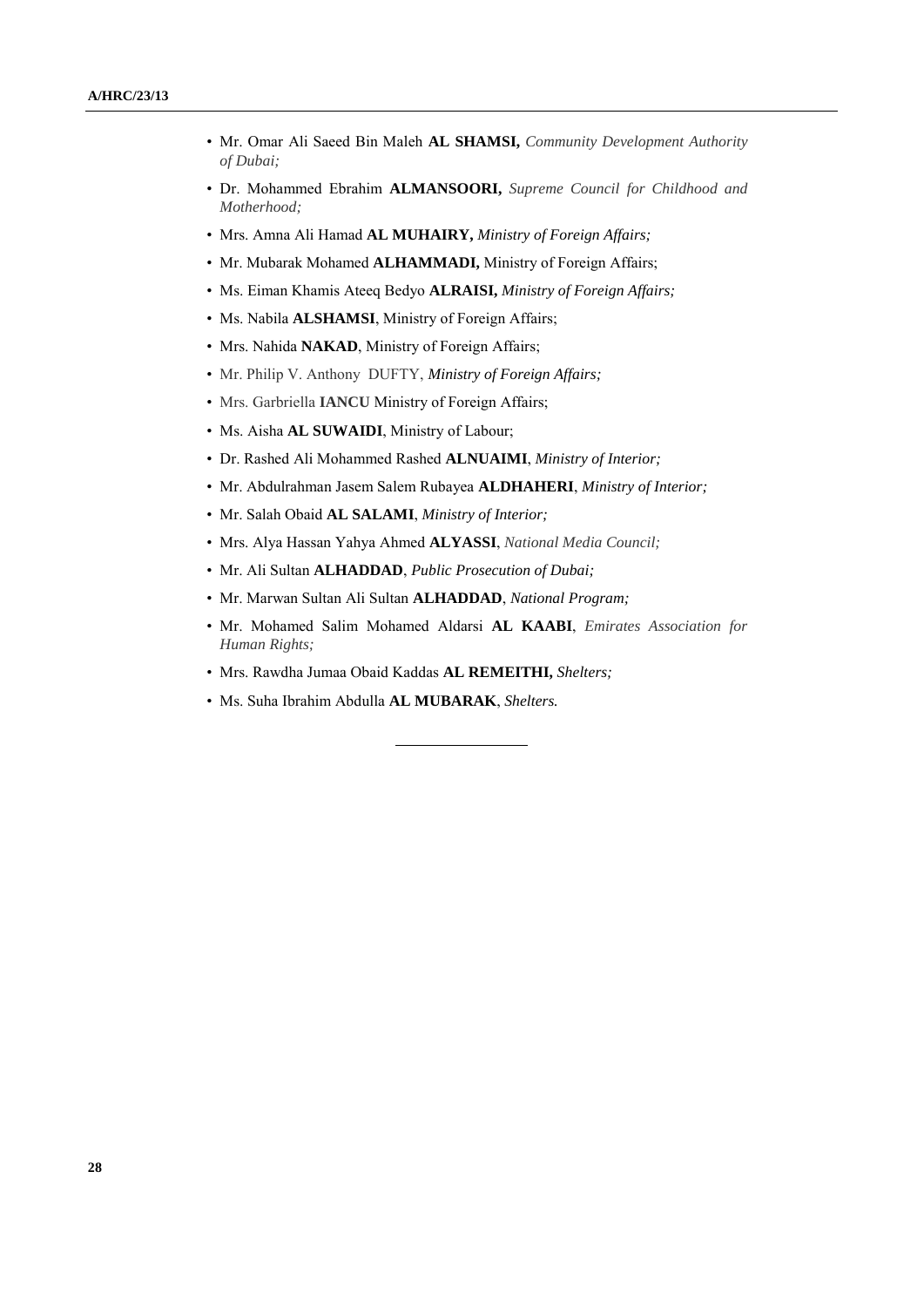- Mr. Omar Ali Saeed Bin Maleh **AL SHAMSI,** *Community Development Authority of Dubai;*
- Dr. Mohammed Ebrahim **ALMANSOORI,** *Supreme Council for Childhood and Motherhood;*
- Mrs. Amna Ali Hamad **AL MUHAIRY,** *Ministry of Foreign Affairs;*
- Mr. Mubarak Mohamed **ALHAMMADI,** Ministry of Foreign Affairs;
- Ms. Eiman Khamis Ateeq Bedyo **ALRAISI,** *Ministry of Foreign Affairs;*
- Ms. Nabila **ALSHAMSI**, Ministry of Foreign Affairs;
- Mrs. Nahida **NAKAD**, Ministry of Foreign Affairs;
- Mr. Philip V. Anthony DUFTY, *Ministry of Foreign Affairs;*
- Mrs. Garbriella **IANCU** Ministry of Foreign Affairs;
- Ms. Aisha **AL SUWAIDI**, Ministry of Labour;
- Dr. Rashed Ali Mohammed Rashed **ALNUAIMI**, *Ministry of Interior;*
- Mr. Abdulrahman Jasem Salem Rubayea **ALDHAHERI**, *Ministry of Interior;*
- Mr. Salah Obaid **AL SALAMI**, *Ministry of Interior;*
- Mrs. Alya Hassan Yahya Ahmed **ALYASSI**, *National Media Council;*
- Mr. Ali Sultan **ALHADDAD**, *Public Prosecution of Dubai;*
- Mr. Marwan Sultan Ali Sultan **ALHADDAD**, *National Program;*
- Mr. Mohamed Salim Mohamed Aldarsi **AL KAABI**, *Emirates Association for Human Rights;*
- Mrs. Rawdha Jumaa Obaid Kaddas **AL REMEITHI,** *Shelters;*
- Ms. Suha Ibrahim Abdulla **AL MUBARAK**, *Shelters.*